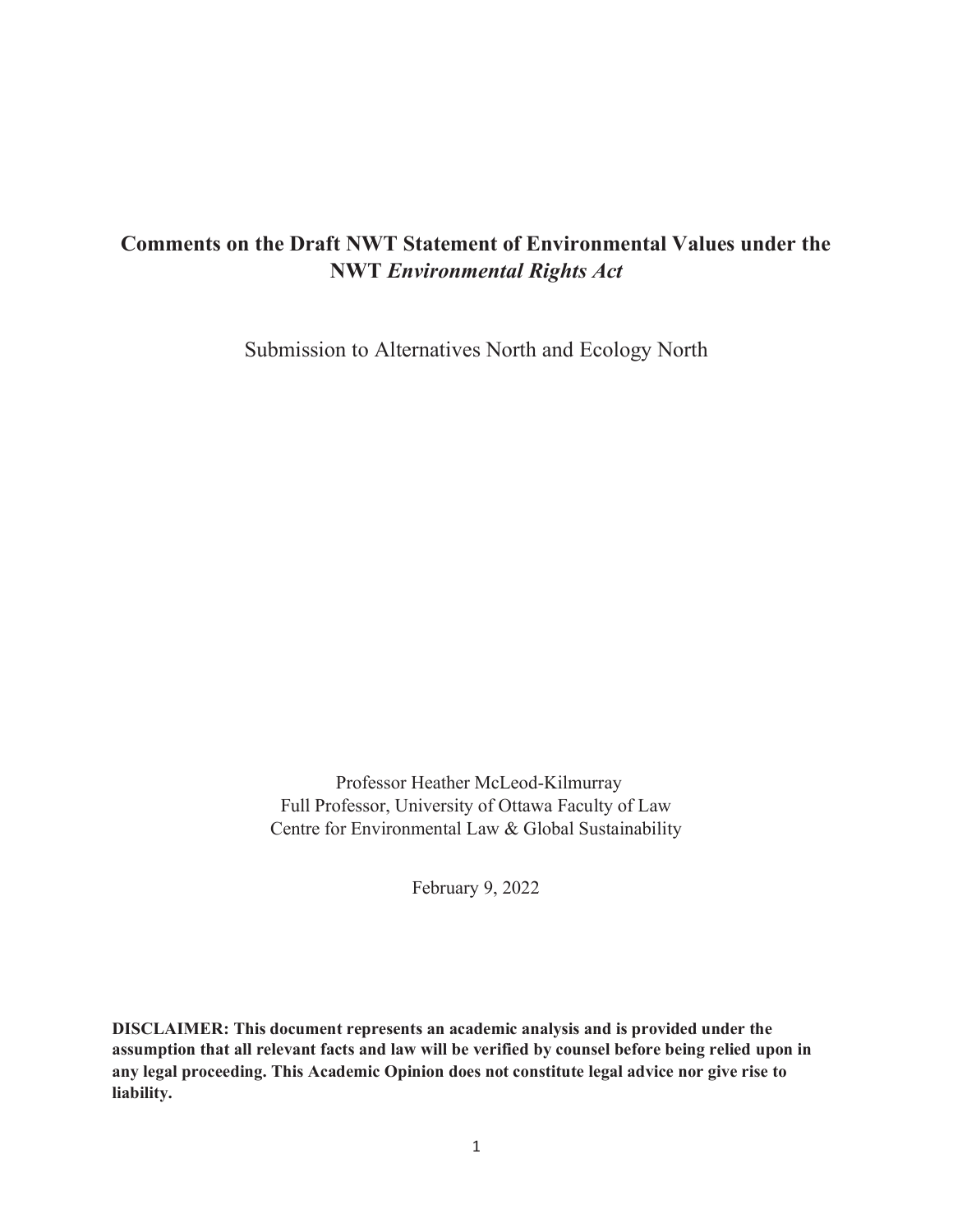# Comments on the Draft NWT Statement of Environmental Values under the NWT *Environmental Rights Act*

Submission to Alternatives North and Ecology North

Professor Heather McLeod-Kilmurray
Full Professor, University of Ottawa Faculty of Law
Centre for Environmental Law & Global Sustainability

February 9, 2022

**DISCLAIMER: This document represents an academic analysis and is provided under the assumption that all relevant facts and law will be verified by counsel before being relied upon in any legal proceeding. This Academic Opinion does not constitute legal advice nor give rise to liability.**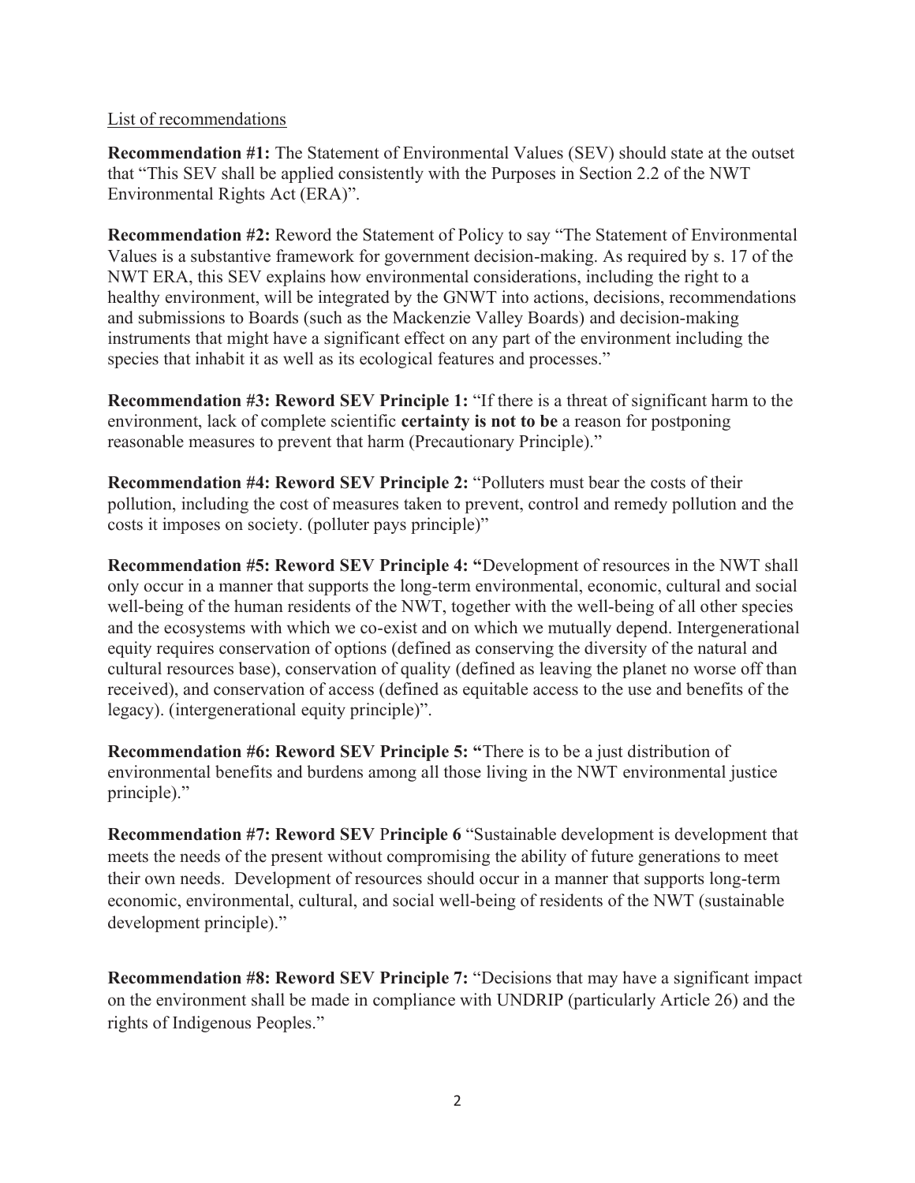<u>List of recommendations</u>

**Recommendation #1:** The Statement of Environmental Values (SEV) should state at the outset that "This SEV shall be applied consistently with the Purposes in Section 2.2 of the NWT Environmental Rights Act (ERA)".

**Recommendation #2:** Reword the Statement of Policy to say "The Statement of Environmental Values is a substantive framework for government decision-making. As required by s. 17 of the NWT ERA, this SEV explains how environmental considerations, including the right to a healthy environment, will be integrated by the GNWT into actions, decisions, recommendations and submissions to Boards (such as the Mackenzie Valley Boards) and decision-making instruments that might have a significant effect on any part of the environment including the species that inhabit it as well as its ecological features and processes."

**Recommendation #3: Reword SEV Principle 1:** "If there is a threat of significant harm to the environment, lack of complete scientific **certainty is not to be** a reason for postponing reasonable measures to prevent that harm (Precautionary Principle)."

**Recommendation #4: Reword SEV Principle 2:** "Polluters must bear the costs of their pollution, including the cost of measures taken to prevent, control and remedy pollution and the costs it imposes on society. (polluter pays principle)"

**Recommendation #5: Reword SEV Principle 4: "**Development of resources in the NWT shall only occur in a manner that supports the long-term environmental, economic, cultural and social well-being of the human residents of the NWT, together with the well-being of all other species and the ecosystems with which we co-exist and on which we mutually depend. Intergenerational equity requires conservation of options (defined as conserving the diversity of the natural and cultural resources base), conservation of quality (defined as leaving the planet no worse off than received), and conservation of access (defined as equitable access to the use and benefits of the legacy). (intergenerational equity principle)".

**Recommendation #6: Reword SEV Principle 5: "**There is to be a just distribution of environmental benefits and burdens among all those living in the NWT environmental justice principle)."

**Recommendation #7: Reword SEV Principle 6** "Sustainable development is development that meets the needs of the present without compromising the ability of future generations to meet their own needs. Development of resources should occur in a manner that supports long-term economic, environmental, cultural, and social well-being of residents of the NWT (sustainable development principle)."

**Recommendation #8: Reword SEV Principle 7:** "Decisions that may have a significant impact on the environment shall be made in compliance with UNDRIP (particularly Article 26) and the rights of Indigenous Peoples."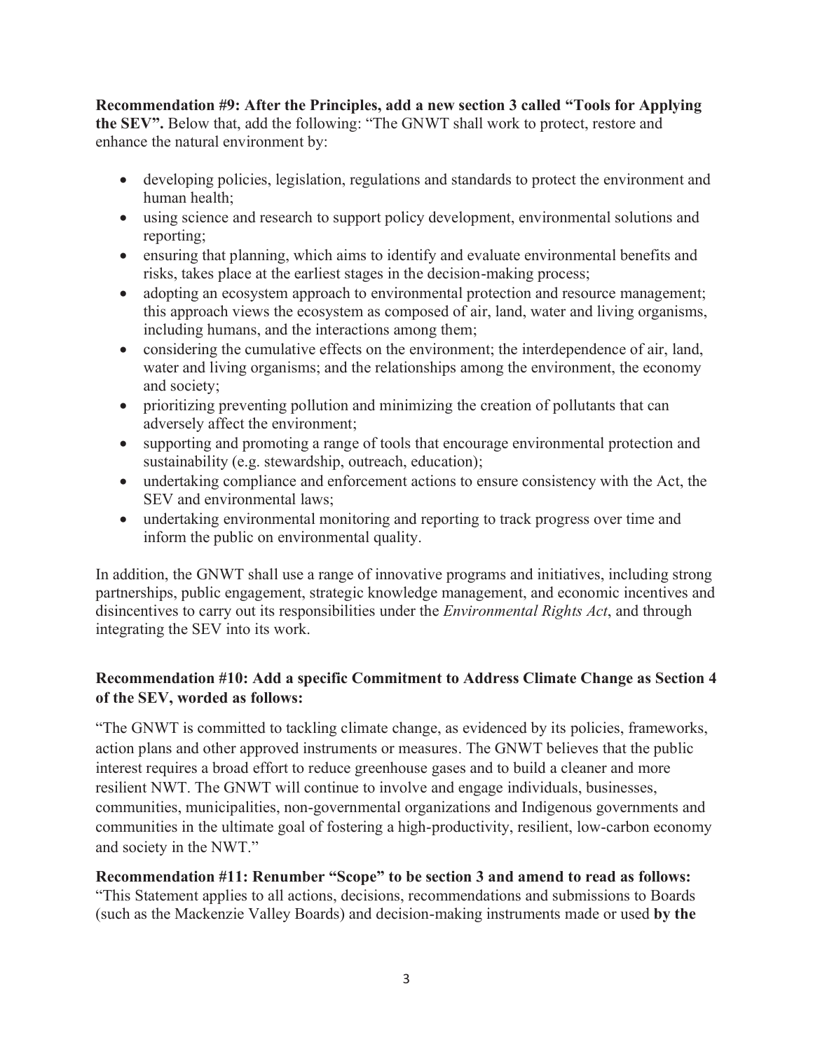**Recommendation #9: After the Principles, add a new section 3 called "Tools for Applying the SEV".** Below that, add the following: "The GNWT shall work to protect, restore and enhance the natural environment by:

- developing policies, legislation, regulations and standards to protect the environment and human health;
- using science and research to support policy development, environmental solutions and reporting;
- ensuring that planning, which aims to identify and evaluate environmental benefits and risks, takes place at the earliest stages in the decision-making process;
- adopting an ecosystem approach to environmental protection and resource management; this approach views the ecosystem as composed of air, land, water and living organisms, including humans, and the interactions among them;
- considering the cumulative effects on the environment; the interdependence of air, land, water and living organisms; and the relationships among the environment, the economy and society;
- prioritizing preventing pollution and minimizing the creation of pollutants that can adversely affect the environment;
- supporting and promoting a range of tools that encourage environmental protection and sustainability (e.g. stewardship, outreach, education);
- undertaking compliance and enforcement actions to ensure consistency with the Act, the SEV and environmental laws;
- undertaking environmental monitoring and reporting to track progress over time and inform the public on environmental quality.

In addition, the GNWT shall use a range of innovative programs and initiatives, including strong partnerships, public engagement, strategic knowledge management, and economic incentives and disincentives to carry out its responsibilities under the *Environmental Rights Act*, and through integrating the SEV into its work.

**Recommendation #10: Add a specific Commitment to Address Climate Change as Section 4 of the SEV, worded as follows:**

"The GNWT is committed to tackling climate change, as evidenced by its policies, frameworks, action plans and other approved instruments or measures. The GNWT believes that the public interest requires a broad effort to reduce greenhouse gases and to build a cleaner and more resilient NWT. The GNWT will continue to involve and engage individuals, businesses, communities, municipalities, non-governmental organizations and Indigenous governments and communities in the ultimate goal of fostering a high-productivity, resilient, low-carbon economy and society in the NWT."

**Recommendation #11: Renumber "Scope" to be section 3 and amend to read as follows:** "This Statement applies to all actions, decisions, recommendations and submissions to Boards (such as the Mackenzie Valley Boards) and decision-making instruments made or used **by the**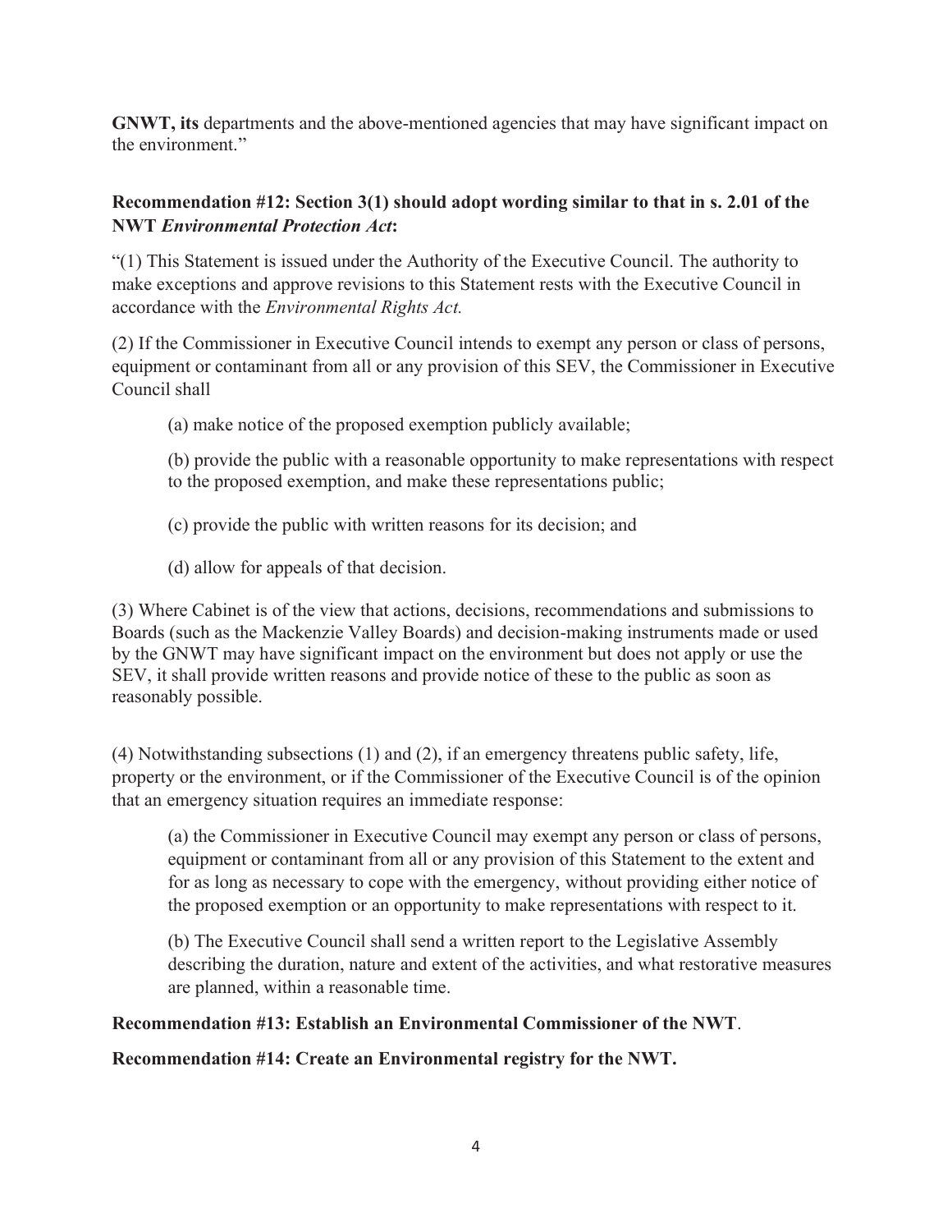**GNWT, its** departments and the above-mentioned agencies that may have significant impact on the environment."

**Recommendation #12: Section 3(1) should adopt wording similar to that in s. 2.01 of the NWT *Environmental Protection Act*:**

"(1) This Statement is issued under the Authority of the Executive Council. The authority to make exceptions and approve revisions to this Statement rests with the Executive Council in accordance with the *Environmental Rights Act.*

(2) If the Commissioner in Executive Council intends to exempt any person or class of persons, equipment or contaminant from all or any provision of this SEV, the Commissioner in Executive Council shall

> (a) make notice of the proposed exemption publicly available;
>
> (b) provide the public with a reasonable opportunity to make representations with respect to the proposed exemption, and make these representations public;
>
> (c) provide the public with written reasons for its decision; and
>
> (d) allow for appeals of that decision.

(3) Where Cabinet is of the view that actions, decisions, recommendations and submissions to Boards (such as the Mackenzie Valley Boards) and decision-making instruments made or used by the GNWT may have significant impact on the environment but does not apply or use the SEV, it shall provide written reasons and provide notice of these to the public as soon as reasonably possible.

(4) Notwithstanding subsections (1) and (2), if an emergency threatens public safety, life, property or the environment, or if the Commissioner of the Executive Council is of the opinion that an emergency situation requires an immediate response:

> (a) the Commissioner in Executive Council may exempt any person or class of persons, equipment or contaminant from all or any provision of this Statement to the extent and for as long as necessary to cope with the emergency, without providing either notice of the proposed exemption or an opportunity to make representations with respect to it.
>
> (b) The Executive Council shall send a written report to the Legislative Assembly describing the duration, nature and extent of the activities, and what restorative measures are planned, within a reasonable time.

**Recommendation #13: Establish an Environmental Commissioner of the NWT**.

**Recommendation #14: Create an Environmental registry for the NWT.**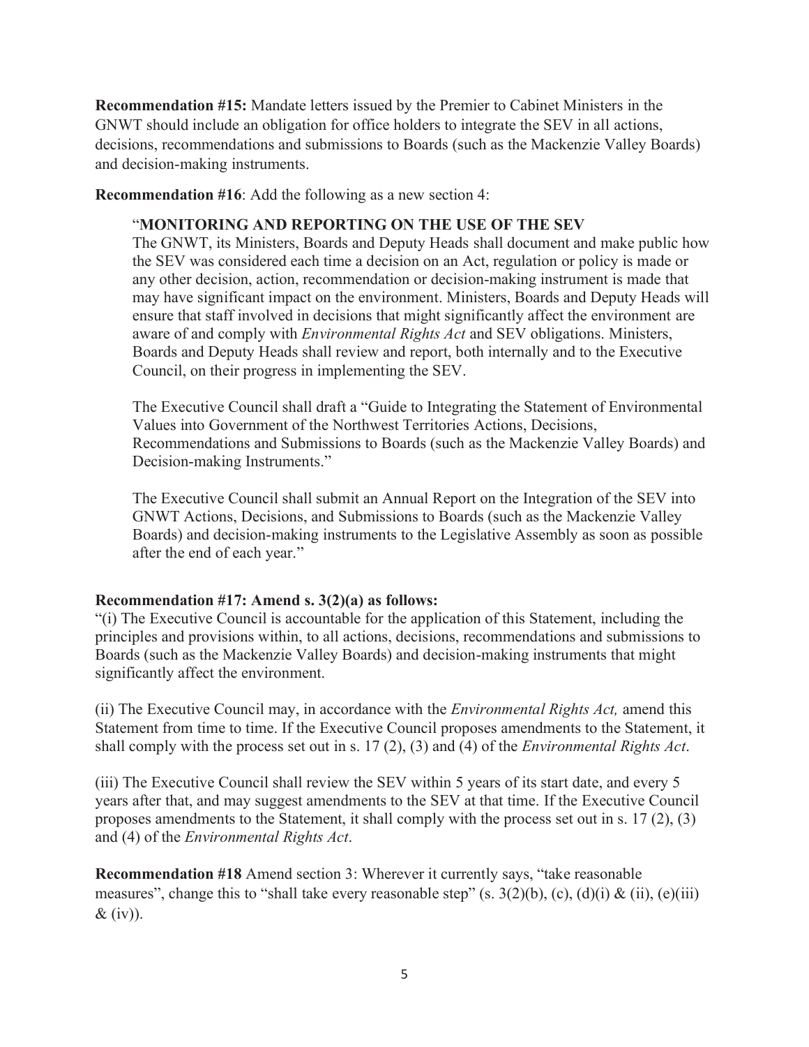**Recommendation #15:** Mandate letters issued by the Premier to Cabinet Ministers in the GNWT should include an obligation for office holders to integrate the SEV in all actions, decisions, recommendations and submissions to Boards (such as the Mackenzie Valley Boards) and decision-making instruments.

**Recommendation #16**: Add the following as a new section 4:

> "**MONITORING AND REPORTING ON THE USE OF THE SEV**
> The GNWT, its Ministers, Boards and Deputy Heads shall document and make public how the SEV was considered each time a decision on an Act, regulation or policy is made or any other decision, action, recommendation or decision-making instrument is made that may have significant impact on the environment. Ministers, Boards and Deputy Heads will ensure that staff involved in decisions that might significantly affect the environment are aware of and comply with *Environmental Rights Act* and SEV obligations. Ministers, Boards and Deputy Heads shall review and report, both internally and to the Executive Council, on their progress in implementing the SEV.
>
> The Executive Council shall draft a "Guide to Integrating the Statement of Environmental Values into Government of the Northwest Territories Actions, Decisions, Recommendations and Submissions to Boards (such as the Mackenzie Valley Boards) and Decision-making Instruments."
>
> The Executive Council shall submit an Annual Report on the Integration of the SEV into GNWT Actions, Decisions, and Submissions to Boards (such as the Mackenzie Valley Boards) and decision-making instruments to the Legislative Assembly as soon as possible after the end of each year."

**Recommendation #17: Amend s. 3(2)(a) as follows:**

"(i) The Executive Council is accountable for the application of this Statement, including the principles and provisions within, to all actions, decisions, recommendations and submissions to Boards (such as the Mackenzie Valley Boards) and decision-making instruments that might significantly affect the environment.

(ii) The Executive Council may, in accordance with the *Environmental Rights Act,* amend this Statement from time to time. If the Executive Council proposes amendments to the Statement, it shall comply with the process set out in s. 17 (2), (3) and (4) of the *Environmental Rights Act*.

(iii) The Executive Council shall review the SEV within 5 years of its start date, and every 5 years after that, and may suggest amendments to the SEV at that time. If the Executive Council proposes amendments to the Statement, it shall comply with the process set out in s. 17 (2), (3) and (4) of the *Environmental Rights Act*.

**Recommendation #18** Amend section 3: Wherever it currently says, "take reasonable measures", change this to "shall take every reasonable step" (s. 3(2)(b), (c), (d)(i) & (ii), (e)(iii) & (iv)).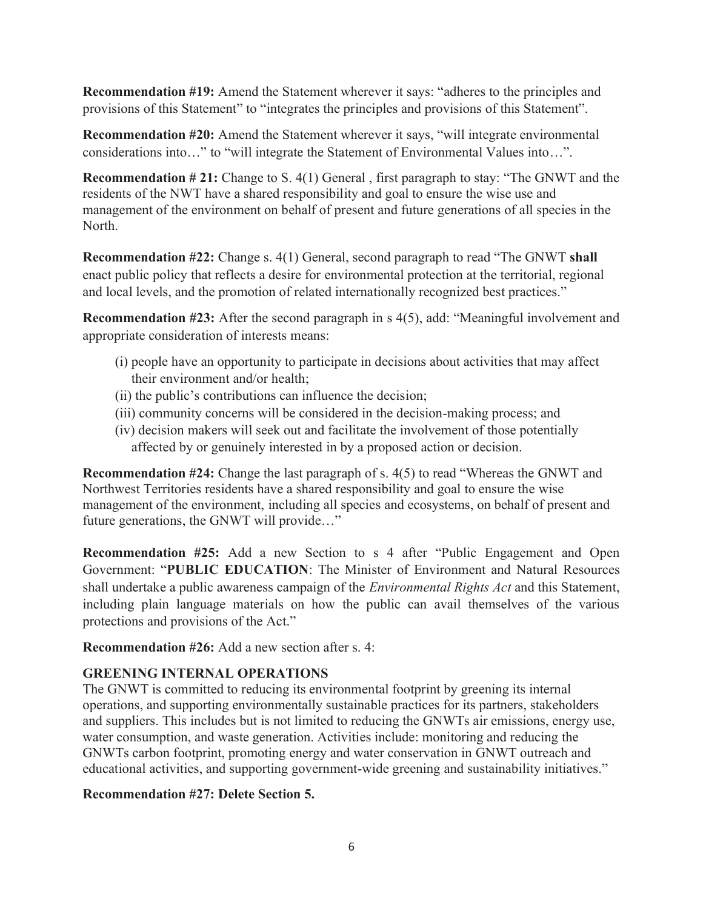**Recommendation #19:** Amend the Statement wherever it says: "adheres to the principles and provisions of this Statement" to "integrates the principles and provisions of this Statement".

**Recommendation #20:** Amend the Statement wherever it says, "will integrate environmental considerations into…" to "will integrate the Statement of Environmental Values into…".

**Recommendation # 21:** Change to S. 4(1) General , first paragraph to stay: "The GNWT and the residents of the NWT have a shared responsibility and goal to ensure the wise use and management of the environment on behalf of present and future generations of all species in the North.

**Recommendation #22:** Change s. 4(1) General, second paragraph to read "The GNWT **shall** enact public policy that reflects a desire for environmental protection at the territorial, regional and local levels, and the promotion of related internationally recognized best practices."

**Recommendation #23:** After the second paragraph in s 4(5), add: "Meaningful involvement and appropriate consideration of interests means:

- (i) people have an opportunity to participate in decisions about activities that may affect their environment and/or health;
- (ii) the public's contributions can influence the decision;
- (iii) community concerns will be considered in the decision-making process; and
- (iv) decision makers will seek out and facilitate the involvement of those potentially affected by or genuinely interested in by a proposed action or decision.

**Recommendation #24:** Change the last paragraph of s. 4(5) to read "Whereas the GNWT and Northwest Territories residents have a shared responsibility and goal to ensure the wise management of the environment, including all species and ecosystems, on behalf of present and future generations, the GNWT will provide…"

**Recommendation #25:** Add a new Section to s 4 after "Public Engagement and Open Government: "**PUBLIC EDUCATION**: The Minister of Environment and Natural Resources shall undertake a public awareness campaign of the *Environmental Rights Act* and this Statement, including plain language materials on how the public can avail themselves of the various protections and provisions of the Act."

**Recommendation #26:** Add a new section after s. 4:

**GREENING INTERNAL OPERATIONS**

The GNWT is committed to reducing its environmental footprint by greening its internal operations, and supporting environmentally sustainable practices for its partners, stakeholders and suppliers. This includes but is not limited to reducing the GNWTs air emissions, energy use, water consumption, and waste generation. Activities include: monitoring and reducing the GNWTs carbon footprint, promoting energy and water conservation in GNWT outreach and educational activities, and supporting government-wide greening and sustainability initiatives."

**Recommendation #27: Delete Section 5.**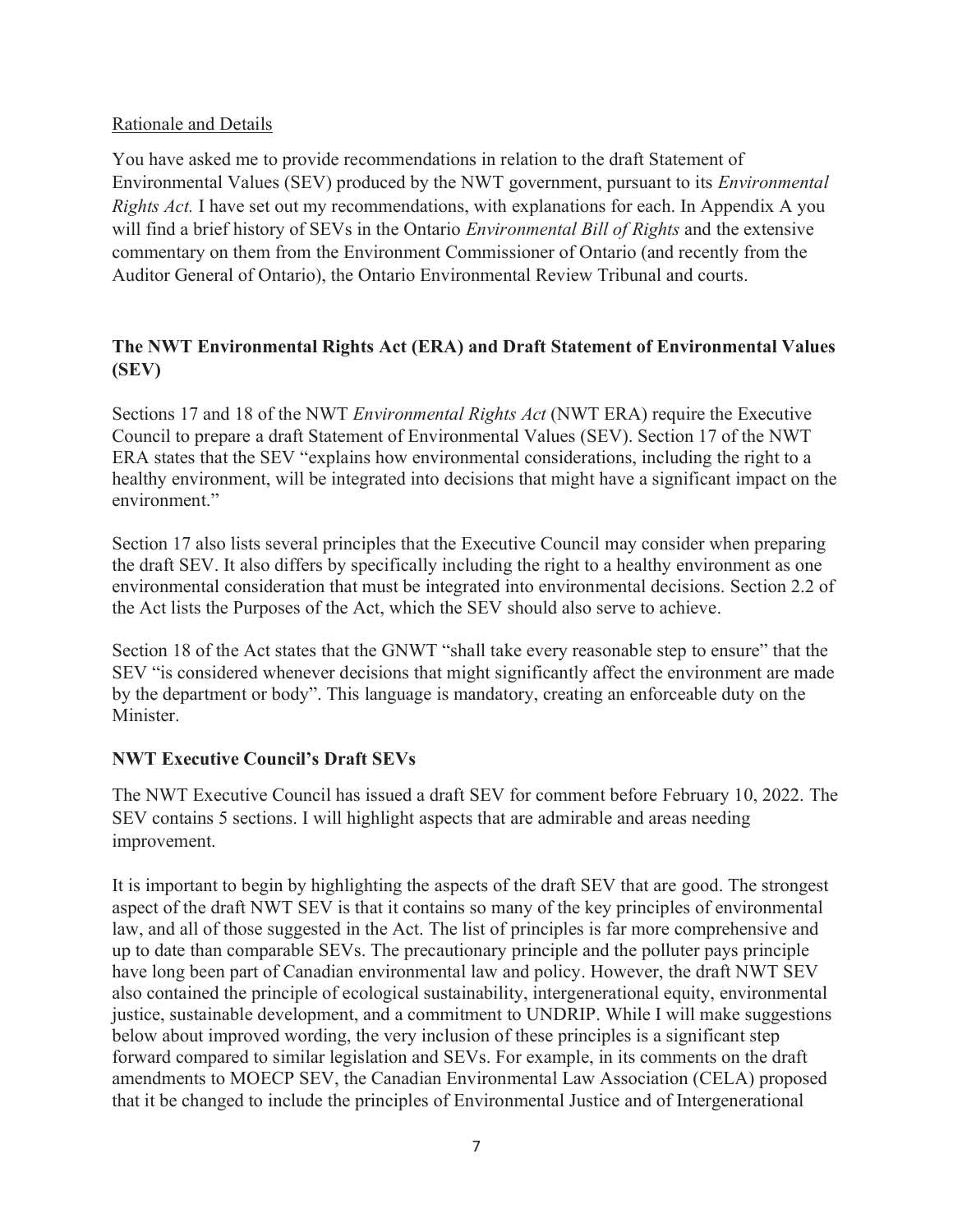Rationale and Details

You have asked me to provide recommendations in relation to the draft Statement of Environmental Values (SEV) produced by the NWT government, pursuant to its *Environmental Rights Act.* I have set out my recommendations, with explanations for each. In Appendix A you will find a brief history of SEVs in the Ontario *Environmental Bill of Rights* and the extensive commentary on them from the Environment Commissioner of Ontario (and recently from the Auditor General of Ontario), the Ontario Environmental Review Tribunal and courts.

## The NWT Environmental Rights Act (ERA) and Draft Statement of Environmental Values (SEV)

Sections 17 and 18 of the NWT *Environmental Rights Act* (NWT ERA) require the Executive Council to prepare a draft Statement of Environmental Values (SEV). Section 17 of the NWT ERA states that the SEV "explains how environmental considerations, including the right to a healthy environment, will be integrated into decisions that might have a significant impact on the environment."

Section 17 also lists several principles that the Executive Council may consider when preparing the draft SEV. It also differs by specifically including the right to a healthy environment as one environmental consideration that must be integrated into environmental decisions. Section 2.2 of the Act lists the Purposes of the Act, which the SEV should also serve to achieve.

Section 18 of the Act states that the GNWT "shall take every reasonable step to ensure" that the SEV "is considered whenever decisions that might significantly affect the environment are made by the department or body". This language is mandatory, creating an enforceable duty on the Minister.

## NWT Executive Council's Draft SEVs

The NWT Executive Council has issued a draft SEV for comment before February 10, 2022. The SEV contains 5 sections. I will highlight aspects that are admirable and areas needing improvement.

It is important to begin by highlighting the aspects of the draft SEV that are good. The strongest aspect of the draft NWT SEV is that it contains so many of the key principles of environmental law, and all of those suggested in the Act. The list of principles is far more comprehensive and up to date than comparable SEVs. The precautionary principle and the polluter pays principle have long been part of Canadian environmental law and policy. However, the draft NWT SEV also contained the principle of ecological sustainability, intergenerational equity, environmental justice, sustainable development, and a commitment to UNDRIP. While I will make suggestions below about improved wording, the very inclusion of these principles is a significant step forward compared to similar legislation and SEVs. For example, in its comments on the draft amendments to MOECP SEV, the Canadian Environmental Law Association (CELA) proposed that it be changed to include the principles of Environmental Justice and of Intergenerational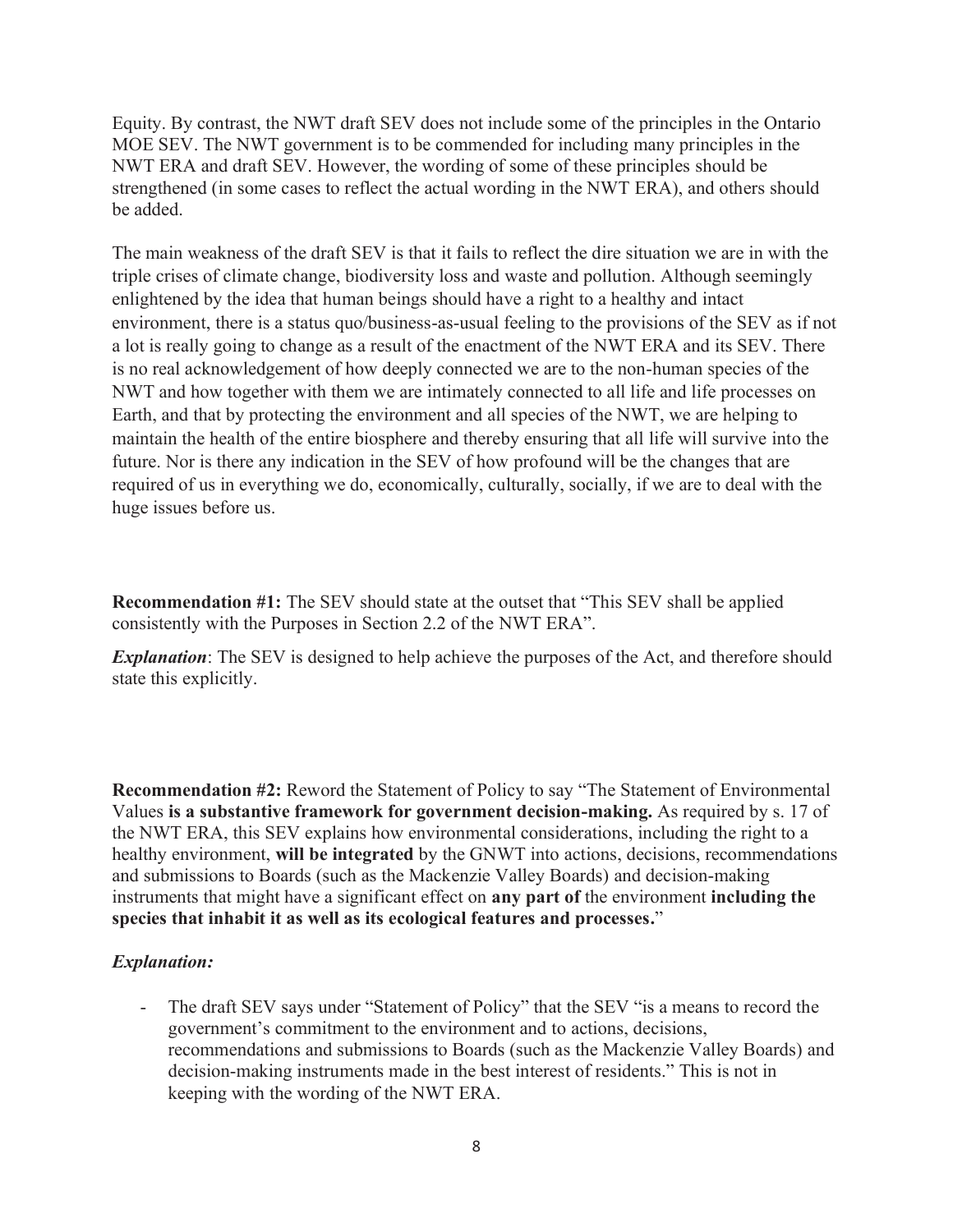Equity. By contrast, the NWT draft SEV does not include some of the principles in the Ontario MOE SEV. The NWT government is to be commended for including many principles in the NWT ERA and draft SEV. However, the wording of some of these principles should be strengthened (in some cases to reflect the actual wording in the NWT ERA), and others should be added.

The main weakness of the draft SEV is that it fails to reflect the dire situation we are in with the triple crises of climate change, biodiversity loss and waste and pollution. Although seemingly enlightened by the idea that human beings should have a right to a healthy and intact environment, there is a status quo/business-as-usual feeling to the provisions of the SEV as if not a lot is really going to change as a result of the enactment of the NWT ERA and its SEV. There is no real acknowledgement of how deeply connected we are to the non-human species of the NWT and how together with them we are intimately connected to all life and life processes on Earth, and that by protecting the environment and all species of the NWT, we are helping to maintain the health of the entire biosphere and thereby ensuring that all life will survive into the future. Nor is there any indication in the SEV of how profound will be the changes that are required of us in everything we do, economically, culturally, socially, if we are to deal with the huge issues before us.

**Recommendation #1:** The SEV should state at the outset that "This SEV shall be applied consistently with the Purposes in Section 2.2 of the NWT ERA".

***Explanation***: The SEV is designed to help achieve the purposes of the Act, and therefore should state this explicitly.

**Recommendation #2:** Reword the Statement of Policy to say "The Statement of Environmental Values **is a substantive framework for government decision-making.** As required by s. 17 of the NWT ERA, this SEV explains how environmental considerations, including the right to a healthy environment, **will be integrated** by the GNWT into actions, decisions, recommendations and submissions to Boards (such as the Mackenzie Valley Boards) and decision-making instruments that might have a significant effect on **any part of** the environment **including the species that inhabit it as well as its ecological features and processes.**"

***Explanation:***

- The draft SEV says under "Statement of Policy" that the SEV "is a means to record the government's commitment to the environment and to actions, decisions, recommendations and submissions to Boards (such as the Mackenzie Valley Boards) and decision-making instruments made in the best interest of residents." This is not in keeping with the wording of the NWT ERA.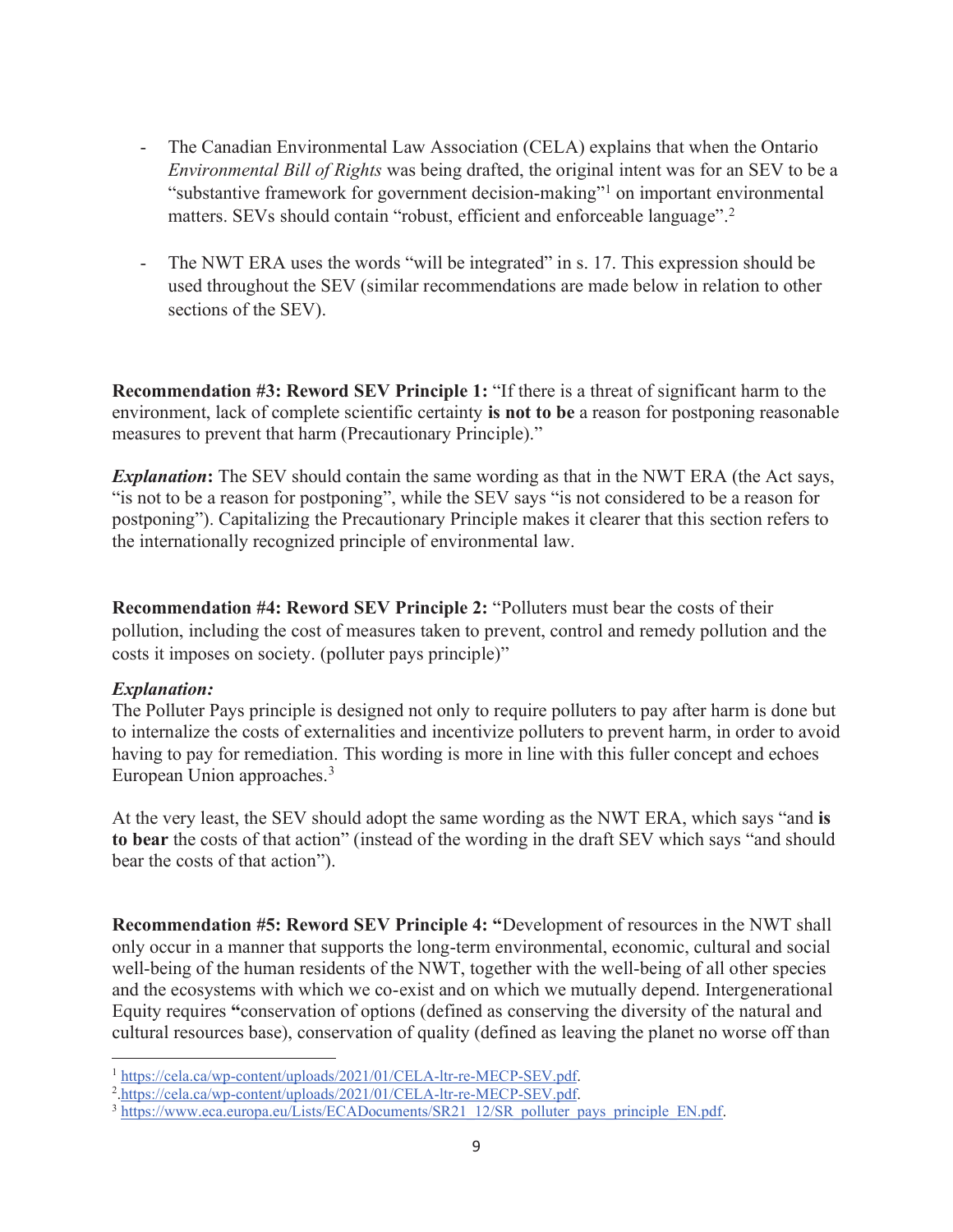- The Canadian Environmental Law Association (CELA) explains that when the Ontario *Environmental Bill of Rights* was being drafted, the original intent was for an SEV to be a "substantive framework for government decision-making"[1] on important environmental matters. SEVs should contain "robust, efficient and enforceable language".[2]

- The NWT ERA uses the words "will be integrated" in s. 17. This expression should be used throughout the SEV (similar recommendations are made below in relation to other sections of the SEV).

**Recommendation #3: Reword SEV Principle 1:** "If there is a threat of significant harm to the environment, lack of complete scientific certainty **is not to be** a reason for postponing reasonable measures to prevent that harm (Precautionary Principle)."

***Explanation*:** The SEV should contain the same wording as that in the NWT ERA (the Act says, "is not to be a reason for postponing", while the SEV says "is not considered to be a reason for postponing"). Capitalizing the Precautionary Principle makes it clearer that this section refers to the internationally recognized principle of environmental law.

**Recommendation #4: Reword SEV Principle 2:** "Polluters must bear the costs of their pollution, including the cost of measures taken to prevent, control and remedy pollution and the costs it imposes on society. (polluter pays principle)"

***Explanation:***
The Polluter Pays principle is designed not only to require polluters to pay after harm is done but to internalize the costs of externalities and incentivize polluters to prevent harm, in order to avoid having to pay for remediation. This wording is more in line with this fuller concept and echoes European Union approaches.[3]

At the very least, the SEV should adopt the same wording as the NWT ERA, which says "and **is to bear** the costs of that action" (instead of the wording in the draft SEV which says "and should bear the costs of that action").

**Recommendation #5: Reword SEV Principle 4: "**Development of resources in the NWT shall only occur in a manner that supports the long-term environmental, economic, cultural and social well-being of the human residents of the NWT, together with the well-being of all other species and the ecosystems with which we co-exist and on which we mutually depend. Intergenerational Equity requires **"**conservation of options (defined as conserving the diversity of the natural and cultural resources base), conservation of quality (defined as leaving the planet no worse off than

---

[1] https://cela.ca/wp-content/uploads/2021/01/CELA-ltr-re-MECP-SEV.pdf.
[2] https://cela.ca/wp-content/uploads/2021/01/CELA-ltr-re-MECP-SEV.pdf.
[3] https://www.eca.europa.eu/Lists/ECADocuments/SR21_12/SR_polluter_pays_principle_EN.pdf.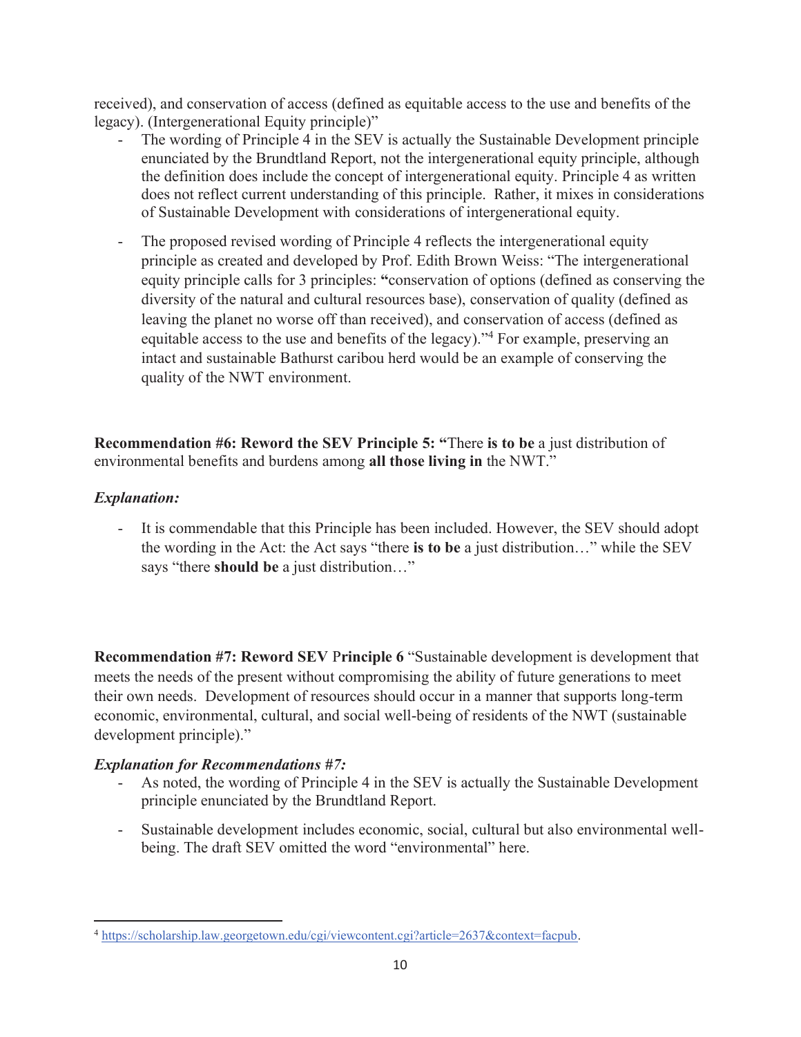received), and conservation of access (defined as equitable access to the use and benefits of the legacy). (Intergenerational Equity principle)"

- The wording of Principle 4 in the SEV is actually the Sustainable Development principle enunciated by the Brundtland Report, not the intergenerational equity principle, although the definition does include the concept of intergenerational equity. Principle 4 as written does not reflect current understanding of this principle. Rather, it mixes in considerations of Sustainable Development with considerations of intergenerational equity.

- The proposed revised wording of Principle 4 reflects the intergenerational equity principle as created and developed by Prof. Edith Brown Weiss: "The intergenerational equity principle calls for 3 principles: **"**conservation of options (defined as conserving the diversity of the natural and cultural resources base), conservation of quality (defined as leaving the planet no worse off than received), and conservation of access (defined as equitable access to the use and benefits of the legacy)."[4] For example, preserving an intact and sustainable Bathurst caribou herd would be an example of conserving the quality of the NWT environment.

**Recommendation #6: Reword the SEV Principle 5: "**There **is to be** a just distribution of environmental benefits and burdens among **all those living in** the NWT."

***Explanation:***

- It is commendable that this Principle has been included. However, the SEV should adopt the wording in the Act: the Act says "there **is to be** a just distribution…" while the SEV says "there **should be** a just distribution…"

**Recommendation #7: Reword SEV Principle 6** "Sustainable development is development that meets the needs of the present without compromising the ability of future generations to meet their own needs. Development of resources should occur in a manner that supports long-term economic, environmental, cultural, and social well-being of residents of the NWT (sustainable development principle)."

***Explanation for Recommendations #7:***

- As noted, the wording of Principle 4 in the SEV is actually the Sustainable Development principle enunciated by the Brundtland Report.

- Sustainable development includes economic, social, cultural but also environmental well-being. The draft SEV omitted the word "environmental" here.

---

[4] https://scholarship.law.georgetown.edu/cgi/viewcontent.cgi?article=2637&context=facpub.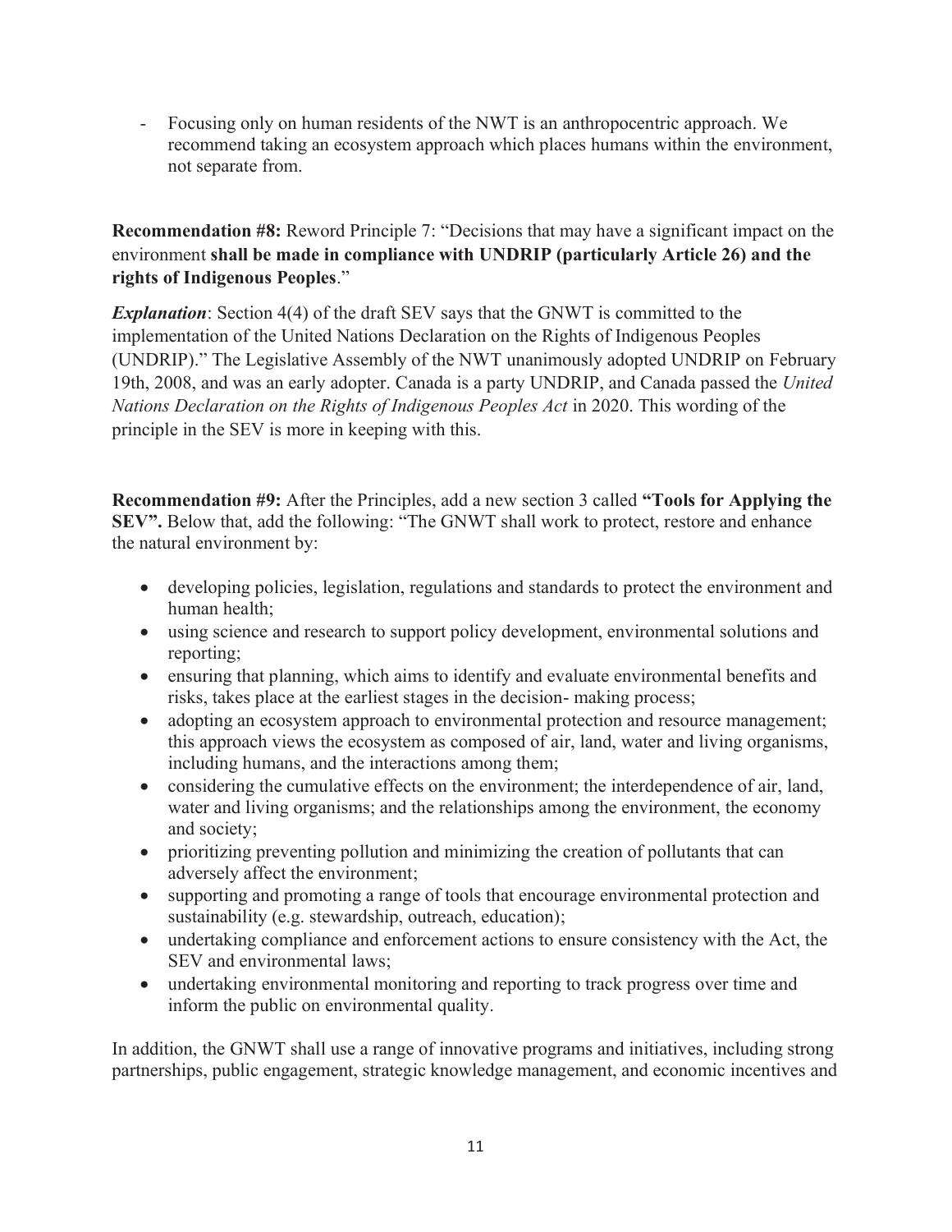- Focusing only on human residents of the NWT is an anthropocentric approach. We recommend taking an ecosystem approach which places humans within the environment, not separate from.

**Recommendation #8:** Reword Principle 7: "Decisions that may have a significant impact on the environment **shall be made in compliance with UNDRIP (particularly Article 26) and the rights of Indigenous Peoples**."

***Explanation***: Section 4(4) of the draft SEV says that the GNWT is committed to the implementation of the United Nations Declaration on the Rights of Indigenous Peoples (UNDRIP)." The Legislative Assembly of the NWT unanimously adopted UNDRIP on February 19th, 2008, and was an early adopter. Canada is a party UNDRIP, and Canada passed the *United Nations Declaration on the Rights of Indigenous Peoples Act* in 2020. This wording of the principle in the SEV is more in keeping with this.

**Recommendation #9:** After the Principles, add a new section 3 called **"Tools for Applying the SEV".** Below that, add the following: "The GNWT shall work to protect, restore and enhance the natural environment by:

- developing policies, legislation, regulations and standards to protect the environment and human health;
- using science and research to support policy development, environmental solutions and reporting;
- ensuring that planning, which aims to identify and evaluate environmental benefits and risks, takes place at the earliest stages in the decision- making process;
- adopting an ecosystem approach to environmental protection and resource management; this approach views the ecosystem as composed of air, land, water and living organisms, including humans, and the interactions among them;
- considering the cumulative effects on the environment; the interdependence of air, land, water and living organisms; and the relationships among the environment, the economy and society;
- prioritizing preventing pollution and minimizing the creation of pollutants that can adversely affect the environment;
- supporting and promoting a range of tools that encourage environmental protection and sustainability (e.g. stewardship, outreach, education);
- undertaking compliance and enforcement actions to ensure consistency with the Act, the SEV and environmental laws;
- undertaking environmental monitoring and reporting to track progress over time and inform the public on environmental quality.

In addition, the GNWT shall use a range of innovative programs and initiatives, including strong partnerships, public engagement, strategic knowledge management, and economic incentives and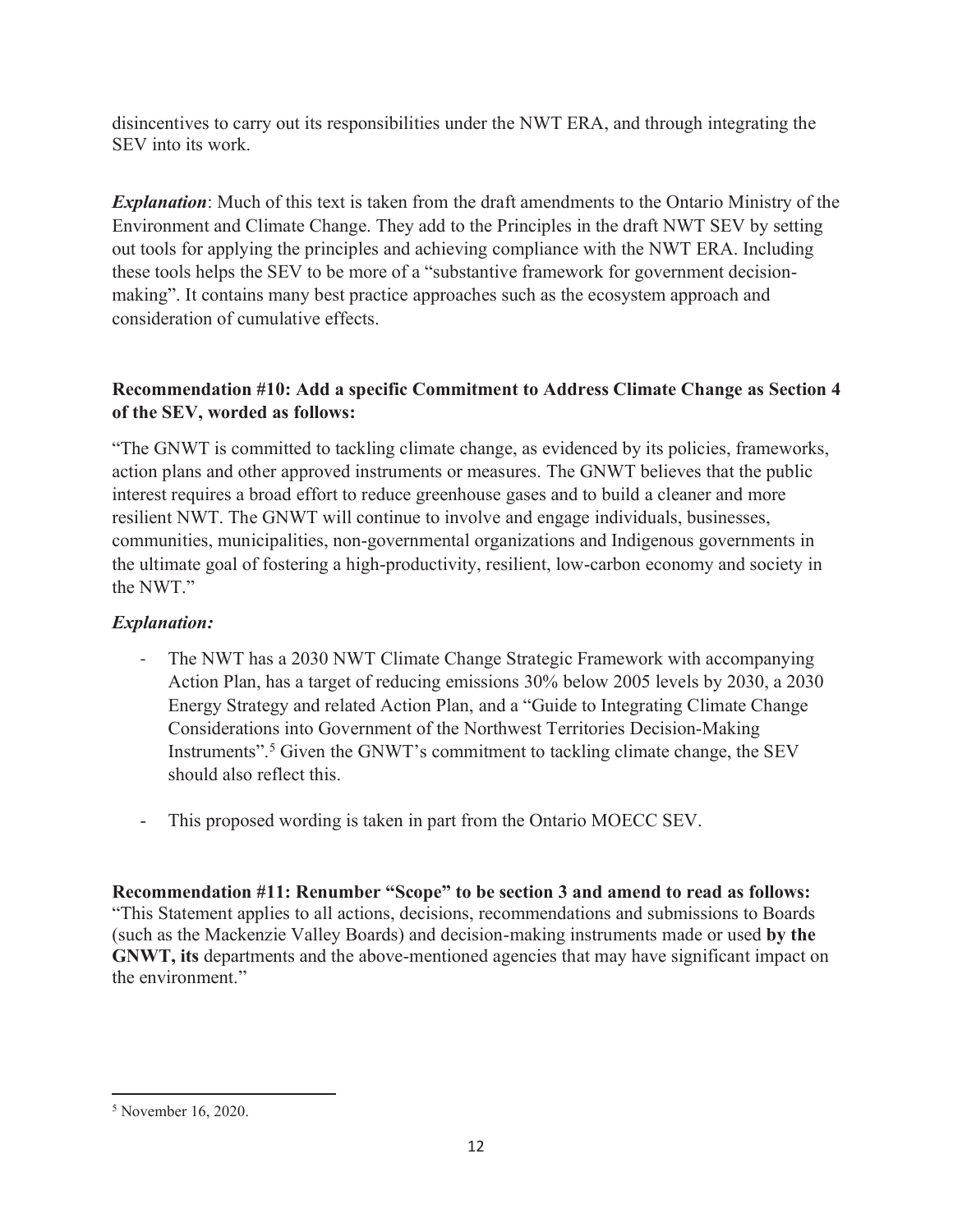disincentives to carry out its responsibilities under the NWT ERA, and through integrating the SEV into its work.

***Explanation***: Much of this text is taken from the draft amendments to the Ontario Ministry of the Environment and Climate Change. They add to the Principles in the draft NWT SEV by setting out tools for applying the principles and achieving compliance with the NWT ERA. Including these tools helps the SEV to be more of a "substantive framework for government decision-making". It contains many best practice approaches such as the ecosystem approach and consideration of cumulative effects.

**Recommendation #10: Add a specific Commitment to Address Climate Change as Section 4 of the SEV, worded as follows:**

"The GNWT is committed to tackling climate change, as evidenced by its policies, frameworks, action plans and other approved instruments or measures. The GNWT believes that the public interest requires a broad effort to reduce greenhouse gases and to build a cleaner and more resilient NWT. The GNWT will continue to involve and engage individuals, businesses, communities, municipalities, non-governmental organizations and Indigenous governments in the ultimate goal of fostering a high-productivity, resilient, low-carbon economy and society in the NWT."

***Explanation:***

- The NWT has a 2030 NWT Climate Change Strategic Framework with accompanying Action Plan, has a target of reducing emissions 30% below 2005 levels by 2030, a 2030 Energy Strategy and related Action Plan, and a "Guide to Integrating Climate Change Considerations into Government of the Northwest Territories Decision-Making Instruments".[5] Given the GNWT's commitment to tackling climate change, the SEV should also reflect this.

- This proposed wording is taken in part from the Ontario MOECC SEV.

**Recommendation #11: Renumber "Scope" to be section 3 and amend to read as follows:**
"This Statement applies to all actions, decisions, recommendations and submissions to Boards (such as the Mackenzie Valley Boards) and decision-making instruments made or used **by the GNWT, its** departments and the above-mentioned agencies that may have significant impact on the environment."

[5] November 16, 2020.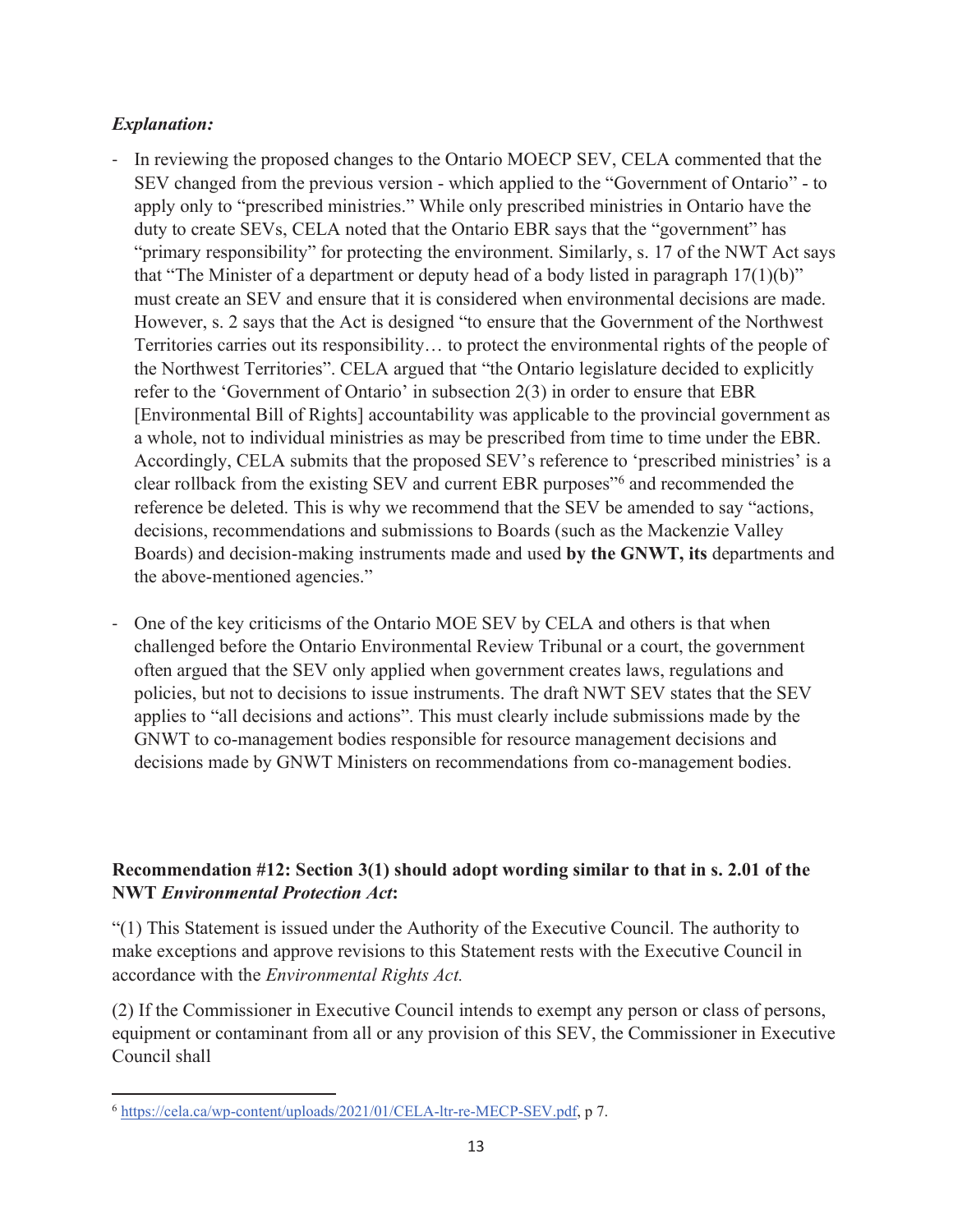***Explanation:***

- In reviewing the proposed changes to the Ontario MOECP SEV, CELA commented that the SEV changed from the previous version - which applied to the "Government of Ontario" - to apply only to "prescribed ministries." While only prescribed ministries in Ontario have the duty to create SEVs, CELA noted that the Ontario EBR says that the "government" has "primary responsibility" for protecting the environment. Similarly, s. 17 of the NWT Act says that "The Minister of a department or deputy head of a body listed in paragraph 17(1)(b)" must create an SEV and ensure that it is considered when environmental decisions are made. However, s. 2 says that the Act is designed "to ensure that the Government of the Northwest Territories carries out its responsibility… to protect the environmental rights of the people of the Northwest Territories". CELA argued that "the Ontario legislature decided to explicitly refer to the 'Government of Ontario' in subsection 2(3) in order to ensure that EBR [Environmental Bill of Rights] accountability was applicable to the provincial government as a whole, not to individual ministries as may be prescribed from time to time under the EBR. Accordingly, CELA submits that the proposed SEV's reference to 'prescribed ministries' is a clear rollback from the existing SEV and current EBR purposes"[6] and recommended the reference be deleted. This is why we recommend that the SEV be amended to say "actions, decisions, recommendations and submissions to Boards (such as the Mackenzie Valley Boards) and decision-making instruments made and used **by the GNWT, its** departments and the above-mentioned agencies."

- One of the key criticisms of the Ontario MOE SEV by CELA and others is that when challenged before the Ontario Environmental Review Tribunal or a court, the government often argued that the SEV only applied when government creates laws, regulations and policies, but not to decisions to issue instruments. The draft NWT SEV states that the SEV applies to "all decisions and actions". This must clearly include submissions made by the GNWT to co-management bodies responsible for resource management decisions and decisions made by GNWT Ministers on recommendations from co-management bodies.

**Recommendation #12: Section 3(1) should adopt wording similar to that in s. 2.01 of the NWT *Environmental Protection Act*:**

"(1) This Statement is issued under the Authority of the Executive Council. The authority to make exceptions and approve revisions to this Statement rests with the Executive Council in accordance with the *Environmental Rights Act.*

(2) If the Commissioner in Executive Council intends to exempt any person or class of persons, equipment or contaminant from all or any provision of this SEV, the Commissioner in Executive Council shall

---

[6] https://cela.ca/wp-content/uploads/2021/01/CELA-ltr-re-MECP-SEV.pdf, p 7.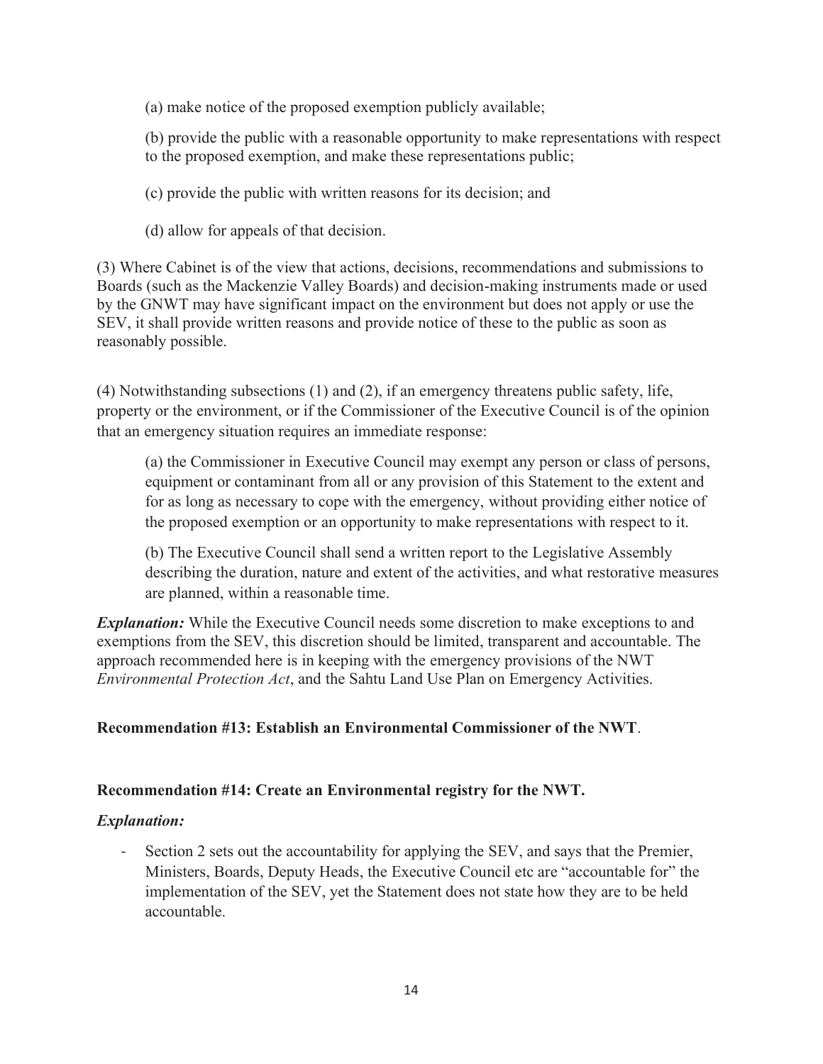(a) make notice of the proposed exemption publicly available;

(b) provide the public with a reasonable opportunity to make representations with respect to the proposed exemption, and make these representations public;

(c) provide the public with written reasons for its decision; and

(d) allow for appeals of that decision.

(3) Where Cabinet is of the view that actions, decisions, recommendations and submissions to Boards (such as the Mackenzie Valley Boards) and decision-making instruments made or used by the GNWT may have significant impact on the environment but does not apply or use the SEV, it shall provide written reasons and provide notice of these to the public as soon as reasonably possible.

(4) Notwithstanding subsections (1) and (2), if an emergency threatens public safety, life, property or the environment, or if the Commissioner of the Executive Council is of the opinion that an emergency situation requires an immediate response:

(a) the Commissioner in Executive Council may exempt any person or class of persons, equipment or contaminant from all or any provision of this Statement to the extent and for as long as necessary to cope with the emergency, without providing either notice of the proposed exemption or an opportunity to make representations with respect to it.

(b) The Executive Council shall send a written report to the Legislative Assembly describing the duration, nature and extent of the activities, and what restorative measures are planned, within a reasonable time.

***Explanation:*** While the Executive Council needs some discretion to make exceptions to and exemptions from the SEV, this discretion should be limited, transparent and accountable. The approach recommended here is in keeping with the emergency provisions of the NWT *Environmental Protection Act*, and the Sahtu Land Use Plan on Emergency Activities.

**Recommendation #13: Establish an Environmental Commissioner of the NWT**.

**Recommendation #14: Create an Environmental registry for the NWT.**

***Explanation:***

- Section 2 sets out the accountability for applying the SEV, and says that the Premier, Ministers, Boards, Deputy Heads, the Executive Council etc are "accountable for" the implementation of the SEV, yet the Statement does not state how they are to be held accountable.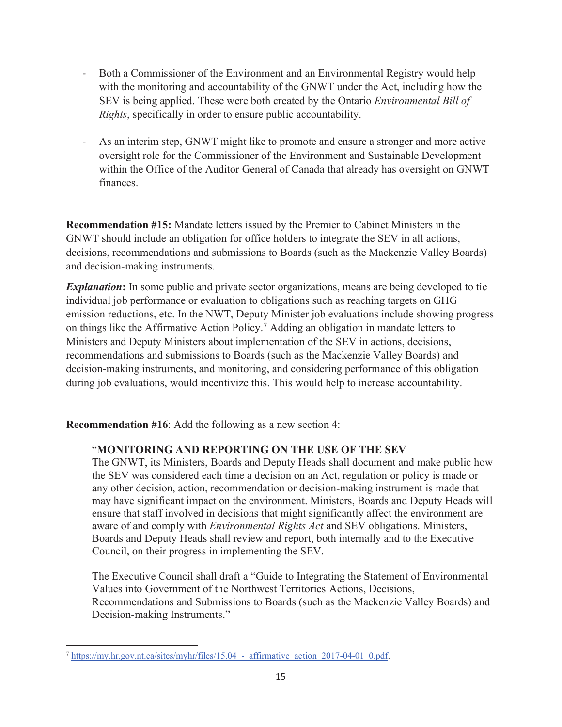- Both a Commissioner of the Environment and an Environmental Registry would help with the monitoring and accountability of the GNWT under the Act, including how the SEV is being applied. These were both created by the Ontario *Environmental Bill of Rights*, specifically in order to ensure public accountability.

- As an interim step, GNWT might like to promote and ensure a stronger and more active oversight role for the Commissioner of the Environment and Sustainable Development within the Office of the Auditor General of Canada that already has oversight on GNWT finances.

**Recommendation #15:** Mandate letters issued by the Premier to Cabinet Ministers in the GNWT should include an obligation for office holders to integrate the SEV in all actions, decisions, recommendations and submissions to Boards (such as the Mackenzie Valley Boards) and decision-making instruments.

***Explanation*:** In some public and private sector organizations, means are being developed to tie individual job performance or evaluation to obligations such as reaching targets on GHG emission reductions, etc. In the NWT, Deputy Minister job evaluations include showing progress on things like the Affirmative Action Policy.[7] Adding an obligation in mandate letters to Ministers and Deputy Ministers about implementation of the SEV in actions, decisions, recommendations and submissions to Boards (such as the Mackenzie Valley Boards) and decision-making instruments, and monitoring, and considering performance of this obligation during job evaluations, would incentivize this. This would help to increase accountability.

**Recommendation #16**: Add the following as a new section 4:

> "**MONITORING AND REPORTING ON THE USE OF THE SEV**
> The GNWT, its Ministers, Boards and Deputy Heads shall document and make public how the SEV was considered each time a decision on an Act, regulation or policy is made or any other decision, action, recommendation or decision-making instrument is made that may have significant impact on the environment. Ministers, Boards and Deputy Heads will ensure that staff involved in decisions that might significantly affect the environment are aware of and comply with *Environmental Rights Act* and SEV obligations. Ministers, Boards and Deputy Heads shall review and report, both internally and to the Executive Council, on their progress in implementing the SEV.
>
> The Executive Council shall draft a "Guide to Integrating the Statement of Environmental Values into Government of the Northwest Territories Actions, Decisions, Recommendations and Submissions to Boards (such as the Mackenzie Valley Boards) and Decision-making Instruments."

---

[7] https://my.hr.gov.nt.ca/sites/myhr/files/15.04_-_affirmative_action_2017-04-01_0.pdf.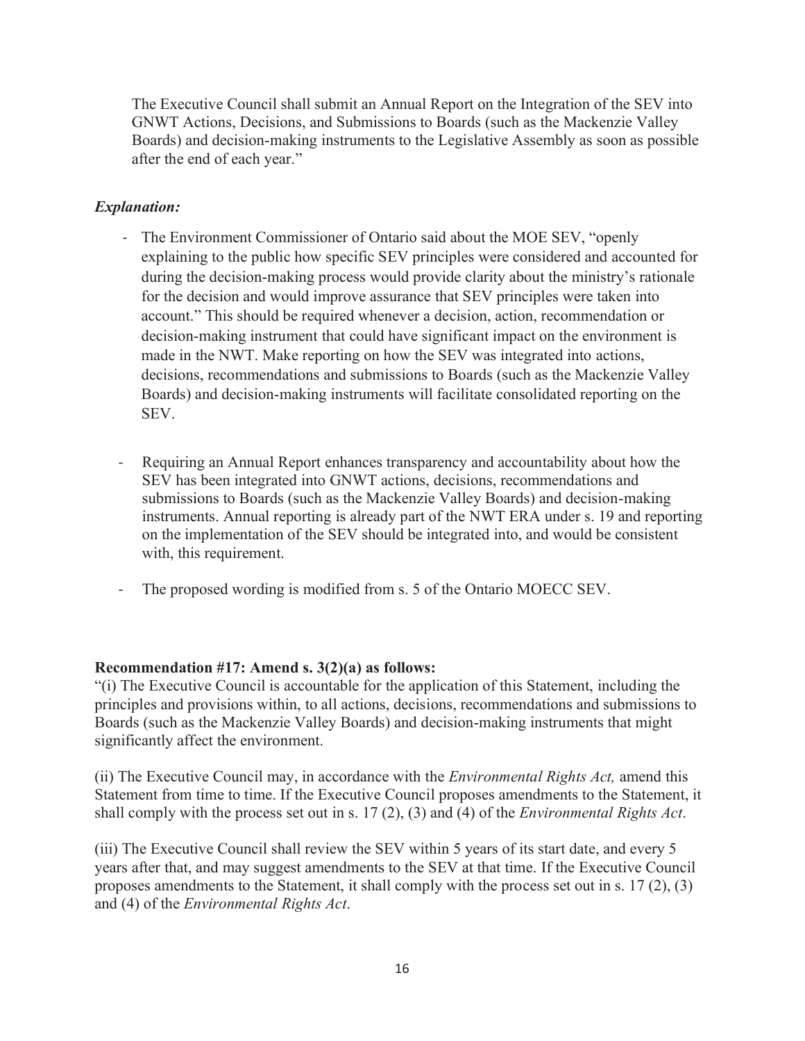The Executive Council shall submit an Annual Report on the Integration of the SEV into GNWT Actions, Decisions, and Submissions to Boards (such as the Mackenzie Valley Boards) and decision-making instruments to the Legislative Assembly as soon as possible after the end of each year."

***Explanation:***

- The Environment Commissioner of Ontario said about the MOE SEV, "openly explaining to the public how specific SEV principles were considered and accounted for during the decision-making process would provide clarity about the ministry's rationale for the decision and would improve assurance that SEV principles were taken into account." This should be required whenever a decision, action, recommendation or decision-making instrument that could have significant impact on the environment is made in the NWT. Make reporting on how the SEV was integrated into actions, decisions, recommendations and submissions to Boards (such as the Mackenzie Valley Boards) and decision-making instruments will facilitate consolidated reporting on the SEV.

- Requiring an Annual Report enhances transparency and accountability about how the SEV has been integrated into GNWT actions, decisions, recommendations and submissions to Boards (such as the Mackenzie Valley Boards) and decision-making instruments. Annual reporting is already part of the NWT ERA under s. 19 and reporting on the implementation of the SEV should be integrated into, and would be consistent with, this requirement.

- The proposed wording is modified from s. 5 of the Ontario MOECC SEV.

**Recommendation #17: Amend s. 3(2)(a) as follows:**

"(i) The Executive Council is accountable for the application of this Statement, including the principles and provisions within, to all actions, decisions, recommendations and submissions to Boards (such as the Mackenzie Valley Boards) and decision-making instruments that might significantly affect the environment.

(ii) The Executive Council may, in accordance with the *Environmental Rights Act,* amend this Statement from time to time. If the Executive Council proposes amendments to the Statement, it shall comply with the process set out in s. 17 (2), (3) and (4) of the *Environmental Rights Act*.

(iii) The Executive Council shall review the SEV within 5 years of its start date, and every 5 years after that, and may suggest amendments to the SEV at that time. If the Executive Council proposes amendments to the Statement, it shall comply with the process set out in s. 17 (2), (3) and (4) of the *Environmental Rights Act*.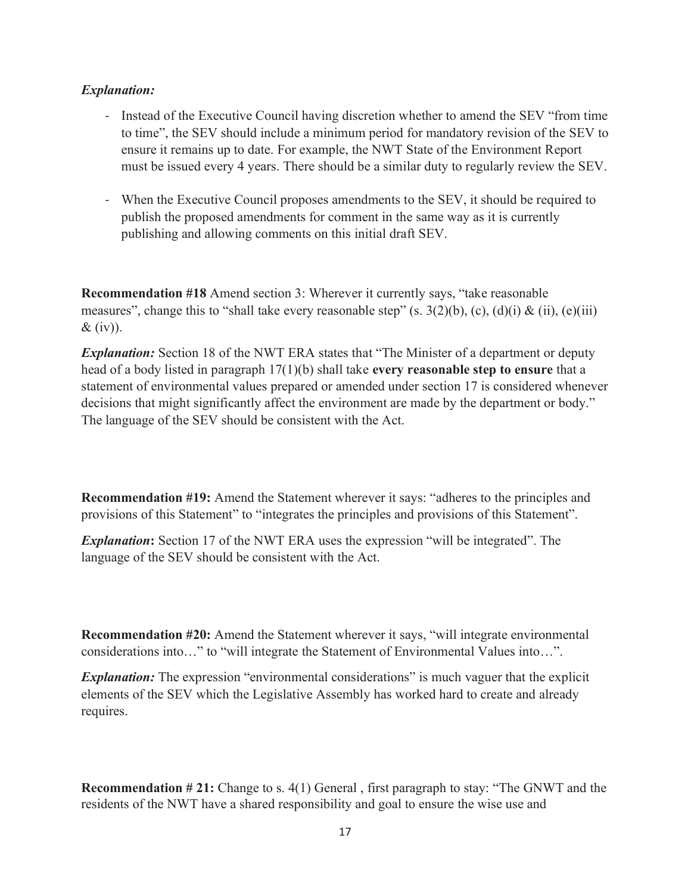*Explanation:*

- Instead of the Executive Council having discretion whether to amend the SEV "from time to time", the SEV should include a minimum period for mandatory revision of the SEV to ensure it remains up to date. For example, the NWT State of the Environment Report must be issued every 4 years. There should be a similar duty to regularly review the SEV.
- When the Executive Council proposes amendments to the SEV, it should be required to publish the proposed amendments for comment in the same way as it is currently publishing and allowing comments on this initial draft SEV.

**Recommendation #18** Amend section 3: Wherever it currently says, "take reasonable measures", change this to "shall take every reasonable step" (s. 3(2)(b), (c), (d)(i) & (ii), (e)(iii) & (iv)).

*Explanation:* Section 18 of the NWT ERA states that "The Minister of a department or deputy head of a body listed in paragraph 17(1)(b) shall take **every reasonable step to ensure** that a statement of environmental values prepared or amended under section 17 is considered whenever decisions that might significantly affect the environment are made by the department or body." The language of the SEV should be consistent with the Act.

**Recommendation #19:** Amend the Statement wherever it says: "adheres to the principles and provisions of this Statement" to "integrates the principles and provisions of this Statement".

*Explanation***:** Section 17 of the NWT ERA uses the expression "will be integrated". The language of the SEV should be consistent with the Act.

**Recommendation #20:** Amend the Statement wherever it says, "will integrate environmental considerations into…" to "will integrate the Statement of Environmental Values into…".

*Explanation:* The expression "environmental considerations" is much vaguer that the explicit elements of the SEV which the Legislative Assembly has worked hard to create and already requires.

**Recommendation # 21:** Change to s. 4(1) General , first paragraph to stay: "The GNWT and the residents of the NWT have a shared responsibility and goal to ensure the wise use and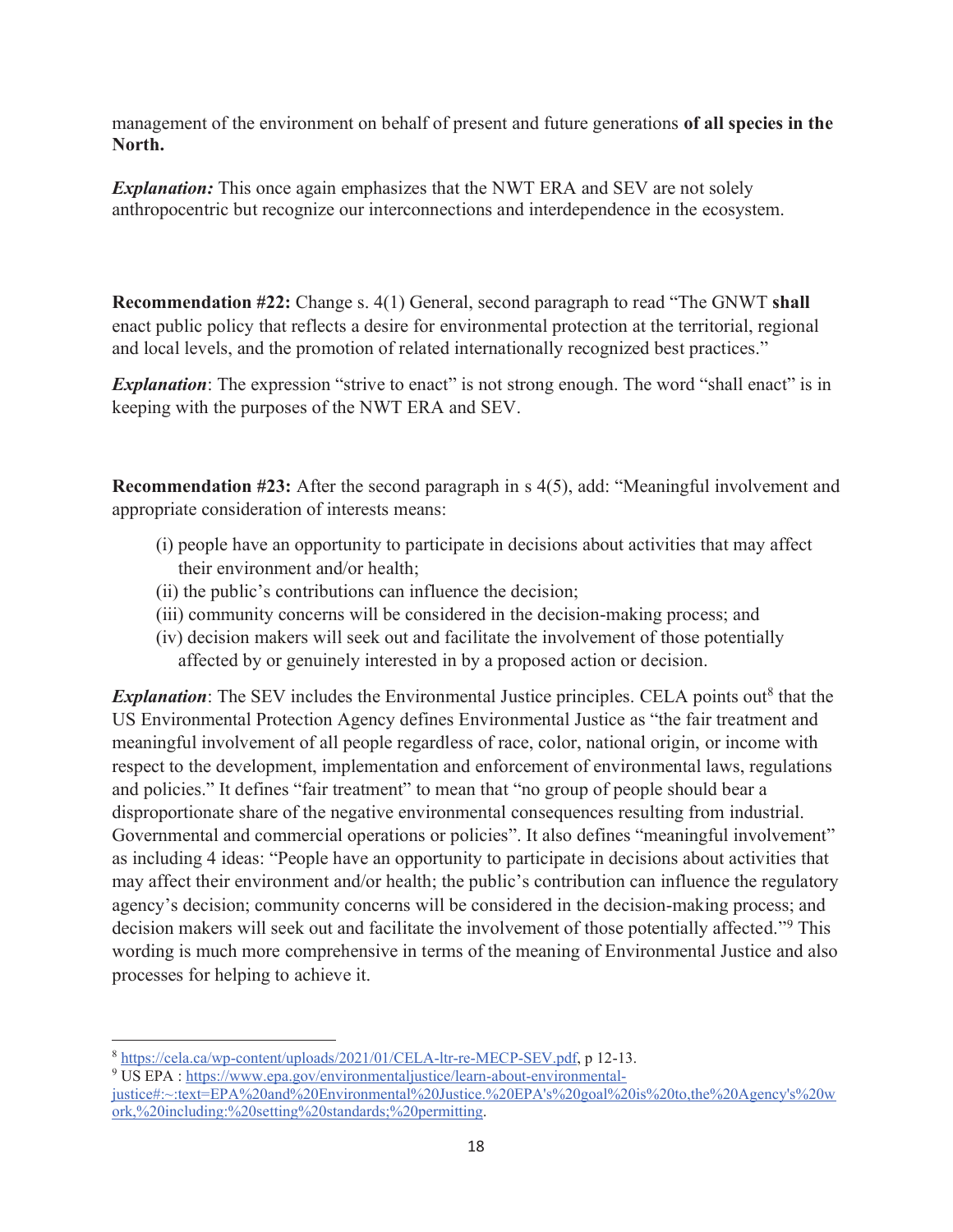management of the environment on behalf of present and future generations **of all species in the North.**

***Explanation:*** This once again emphasizes that the NWT ERA and SEV are not solely anthropocentric but recognize our interconnections and interdependence in the ecosystem.

**Recommendation #22:** Change s. 4(1) General, second paragraph to read "The GNWT **shall** enact public policy that reflects a desire for environmental protection at the territorial, regional and local levels, and the promotion of related internationally recognized best practices."

***Explanation***: The expression "strive to enact" is not strong enough. The word "shall enact" is in keeping with the purposes of the NWT ERA and SEV.

**Recommendation #23:** After the second paragraph in s 4(5), add: "Meaningful involvement and appropriate consideration of interests means:

- (i) people have an opportunity to participate in decisions about activities that may affect their environment and/or health;
- (ii) the public's contributions can influence the decision;
- (iii) community concerns will be considered in the decision-making process; and
- (iv) decision makers will seek out and facilitate the involvement of those potentially affected by or genuinely interested in by a proposed action or decision.

***Explanation***: The SEV includes the Environmental Justice principles. CELA points out[8] that the US Environmental Protection Agency defines Environmental Justice as "the fair treatment and meaningful involvement of all people regardless of race, color, national origin, or income with respect to the development, implementation and enforcement of environmental laws, regulations and policies." It defines "fair treatment" to mean that "no group of people should bear a disproportionate share of the negative environmental consequences resulting from industrial. Governmental and commercial operations or policies". It also defines "meaningful involvement" as including 4 ideas: "People have an opportunity to participate in decisions about activities that may affect their environment and/or health; the public's contribution can influence the regulatory agency's decision; community concerns will be considered in the decision-making process; and decision makers will seek out and facilitate the involvement of those potentially affected."[9] This wording is much more comprehensive in terms of the meaning of Environmental Justice and also processes for helping to achieve it.

---

[8] https://cela.ca/wp-content/uploads/2021/01/CELA-ltr-re-MECP-SEV.pdf, p 12-13.

[9] US EPA : https://www.epa.gov/environmentaljustice/learn-about-environmental-justice#:~:text=EPA%20and%20Environmental%20Justice.%20EPA's%20goal%20is%20to,the%20Agency's%20work,%20including:%20setting%20standards;%20permitting.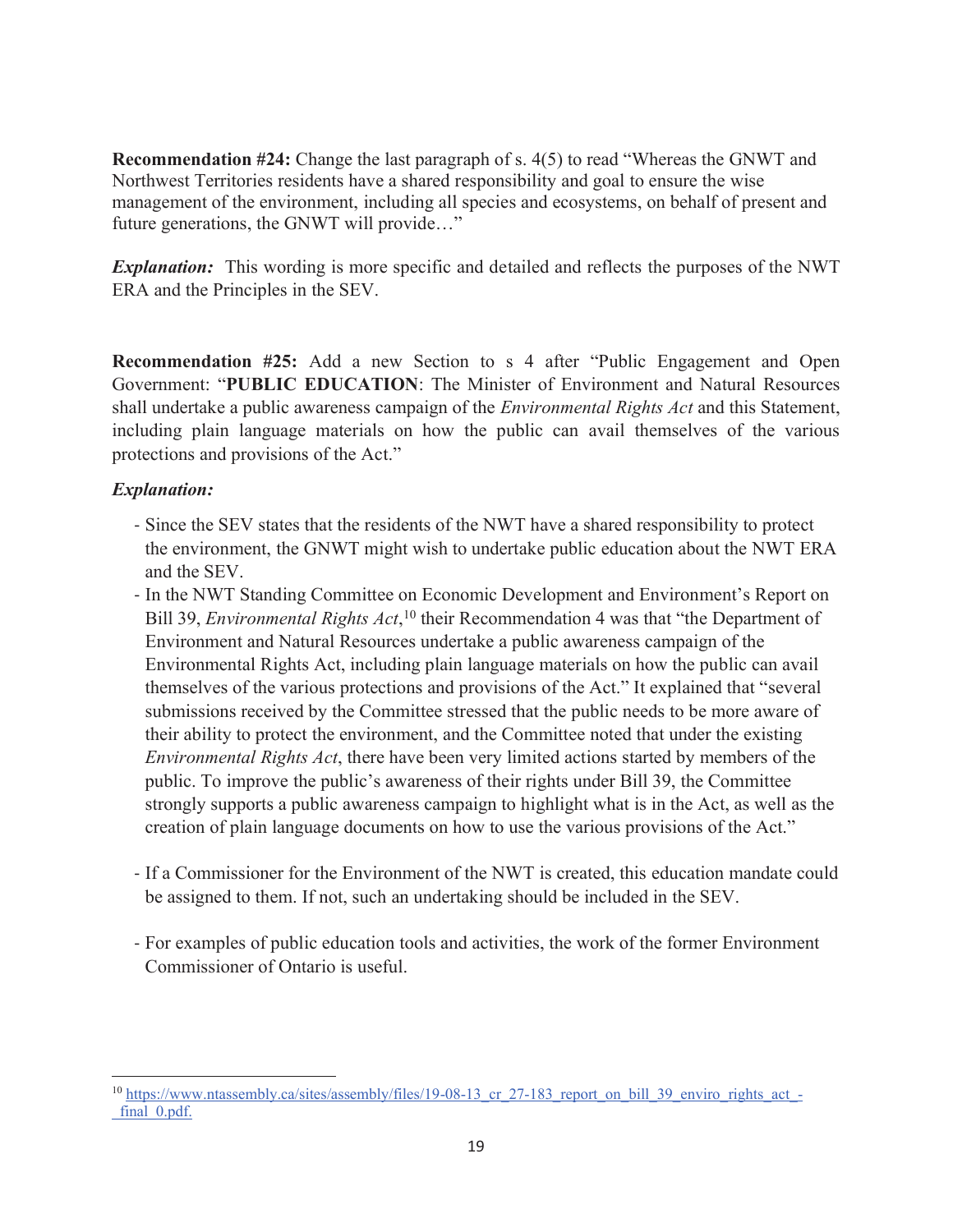**Recommendation #24:** Change the last paragraph of s. 4(5) to read "Whereas the GNWT and Northwest Territories residents have a shared responsibility and goal to ensure the wise management of the environment, including all species and ecosystems, on behalf of present and future generations, the GNWT will provide…"

***Explanation:*** This wording is more specific and detailed and reflects the purposes of the NWT ERA and the Principles in the SEV.

**Recommendation #25:** Add a new Section to s 4 after "Public Engagement and Open Government: "**PUBLIC EDUCATION**: The Minister of Environment and Natural Resources shall undertake a public awareness campaign of the *Environmental Rights Act* and this Statement, including plain language materials on how the public can avail themselves of the various protections and provisions of the Act."

***Explanation:***

- Since the SEV states that the residents of the NWT have a shared responsibility to protect the environment, the GNWT might wish to undertake public education about the NWT ERA and the SEV.
- In the NWT Standing Committee on Economic Development and Environment's Report on Bill 39, *Environmental Rights Act*,[10] their Recommendation 4 was that "the Department of Environment and Natural Resources undertake a public awareness campaign of the Environmental Rights Act, including plain language materials on how the public can avail themselves of the various protections and provisions of the Act." It explained that "several submissions received by the Committee stressed that the public needs to be more aware of their ability to protect the environment, and the Committee noted that under the existing *Environmental Rights Act*, there have been very limited actions started by members of the public. To improve the public's awareness of their rights under Bill 39, the Committee strongly supports a public awareness campaign to highlight what is in the Act, as well as the creation of plain language documents on how to use the various provisions of the Act."
- If a Commissioner for the Environment of the NWT is created, this education mandate could be assigned to them. If not, such an undertaking should be included in the SEV.
- For examples of public education tools and activities, the work of the former Environment Commissioner of Ontario is useful.

---

[10] https://www.ntassembly.ca/sites/assembly/files/19-08-13_cr_27-183_report_on_bill_39_enviro_rights_act_-_final_0.pdf.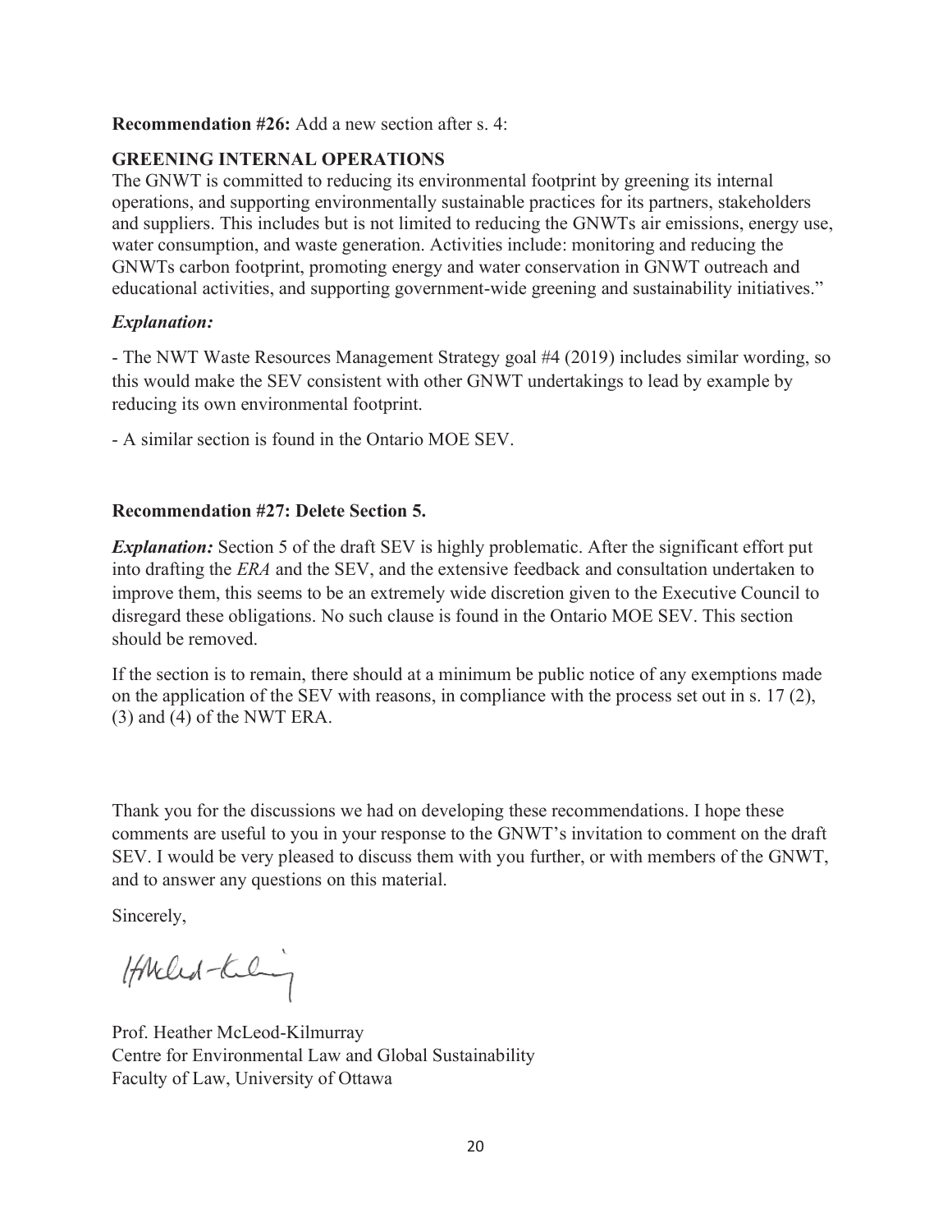**Recommendation #26:** Add a new section after s. 4:

**GREENING INTERNAL OPERATIONS**
The GNWT is committed to reducing its environmental footprint by greening its internal operations, and supporting environmentally sustainable practices for its partners, stakeholders and suppliers. This includes but is not limited to reducing the GNWTs air emissions, energy use, water consumption, and waste generation. Activities include: monitoring and reducing the GNWTs carbon footprint, promoting energy and water conservation in GNWT outreach and educational activities, and supporting government-wide greening and sustainability initiatives."

***Explanation:***

- The NWT Waste Resources Management Strategy goal #4 (2019) includes similar wording, so this would make the SEV consistent with other GNWT undertakings to lead by example by reducing its own environmental footprint.

- A similar section is found in the Ontario MOE SEV.

**Recommendation #27: Delete Section 5.**

***Explanation:*** Section 5 of the draft SEV is highly problematic. After the significant effort put into drafting the *ERA* and the SEV, and the extensive feedback and consultation undertaken to improve them, this seems to be an extremely wide discretion given to the Executive Council to disregard these obligations. No such clause is found in the Ontario MOE SEV. This section should be removed.

If the section is to remain, there should at a minimum be public notice of any exemptions made on the application of the SEV with reasons, in compliance with the process set out in s. 17 (2), (3) and (4) of the NWT ERA.

Thank you for the discussions we had on developing these recommendations. I hope these comments are useful to you in your response to the GNWT's invitation to comment on the draft SEV. I would be very pleased to discuss them with you further, or with members of the GNWT, and to answer any questions on this material.

Sincerely,

Prof. Heather McLeod-Kilmurray
Centre for Environmental Law and Global Sustainability
Faculty of Law, University of Ottawa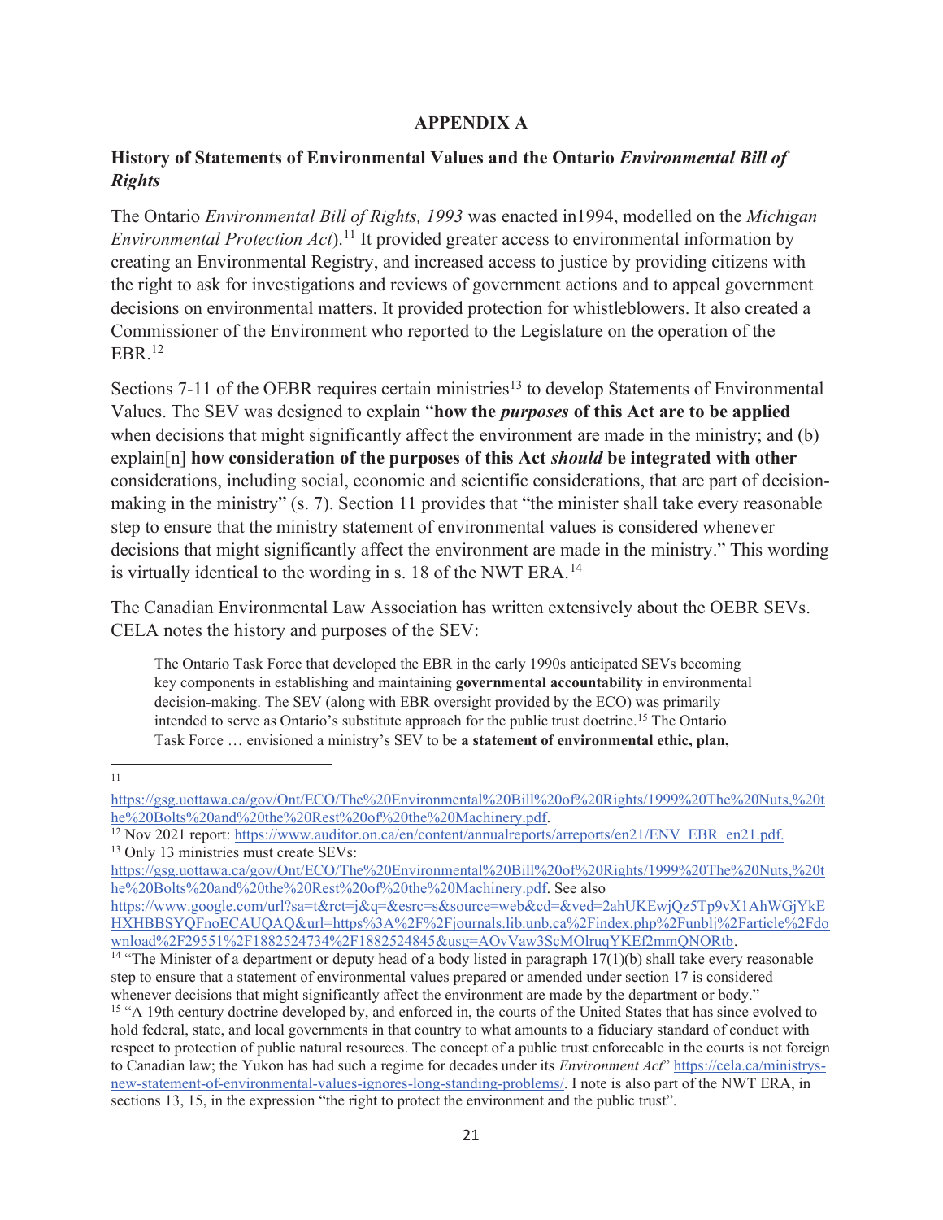# APPENDIX A

## History of Statements of Environmental Values and the Ontario *Environmental Bill of Rights*

The Ontario *Environmental Bill of Rights, 1993* was enacted in1994, modelled on the *Michigan Environmental Protection Act*).[11] It provided greater access to environmental information by creating an Environmental Registry, and increased access to justice by providing citizens with the right to ask for investigations and reviews of government actions and to appeal government decisions on environmental matters. It provided protection for whistleblowers. It also created a Commissioner of the Environment who reported to the Legislature on the operation of the EBR.[12]

Sections 7-11 of the OEBR requires certain ministries[13] to develop Statements of Environmental Values. The SEV was designed to explain "**how the *purposes* of this Act are to be applied** when decisions that might significantly affect the environment are made in the ministry; and (b) explain[n] **how consideration of the purposes of this Act *should* be integrated with other** considerations, including social, economic and scientific considerations, that are part of decision-making in the ministry" (s. 7). Section 11 provides that "the minister shall take every reasonable step to ensure that the ministry statement of environmental values is considered whenever decisions that might significantly affect the environment are made in the ministry." This wording is virtually identical to the wording in s. 18 of the NWT ERA.[14]

The Canadian Environmental Law Association has written extensively about the OEBR SEVs. CELA notes the history and purposes of the SEV:

> The Ontario Task Force that developed the EBR in the early 1990s anticipated SEVs becoming key components in establishing and maintaining **governmental accountability** in environmental decision-making. The SEV (along with EBR oversight provided by the ECO) was primarily intended to serve as Ontario's substitute approach for the public trust doctrine.[15] The Ontario Task Force … envisioned a ministry's SEV to be **a statement of environmental ethic, plan,**

---

[11] https://gsg.uottawa.ca/gov/Ont/ECO/The%20Environmental%20Bill%20of%20Rights/1999%20The%20Nuts,%20the%20Bolts%20and%20the%20Rest%20of%20the%20Machinery.pdf.

[12] Nov 2021 report: https://www.auditor.on.ca/en/content/annualreports/arreports/en21/ENV_EBR_en21.pdf.

[13] Only 13 ministries must create SEVs: https://gsg.uottawa.ca/gov/Ont/ECO/The%20Environmental%20Bill%20of%20Rights/1999%20The%20Nuts,%20the%20Bolts%20and%20the%20Rest%20of%20the%20Machinery.pdf. See also https://www.google.com/url?sa=t&rct=j&q=&esrc=s&source=web&cd=&ved=2ahUKEwjQz5Tp9vX1AhWGjYkEHXHBBSYQFnoECAUQAQ&url=https%3A%2F%2Fjournals.lib.unb.ca%2Findex.php%2Funblj%2Farticle%2Fdownload%2F29551%2F1882524734%2F1882524845&usg=AOvVaw3ScMOlruqYKEf2mmQNORtb.

[14] "The Minister of a department or deputy head of a body listed in paragraph 17(1)(b) shall take every reasonable step to ensure that a statement of environmental values prepared or amended under section 17 is considered whenever decisions that might significantly affect the environment are made by the department or body."

[15] "A 19th century doctrine developed by, and enforced in, the courts of the United States that has since evolved to hold federal, state, and local governments in that country to what amounts to a fiduciary standard of conduct with respect to protection of public natural resources. The concept of a public trust enforceable in the courts is not foreign to Canadian law; the Yukon has had such a regime for decades under its *Environment Act*" https://cela.ca/ministrys-new-statement-of-environmental-values-ignores-long-standing-problems/. I note is also part of the NWT ERA, in sections 13, 15, in the expression "the right to protect the environment and the public trust".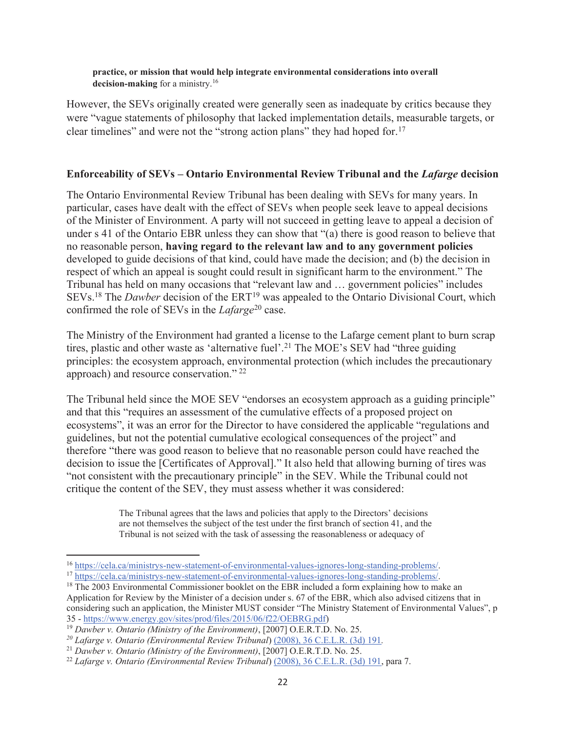**practice, or mission that would help integrate environmental considerations into overall decision-making** for a ministry.[16]

However, the SEVs originally created were generally seen as inadequate by critics because they were "vague statements of philosophy that lacked implementation details, measurable targets, or clear timelines" and were not the "strong action plans" they had hoped for.[17]

### Enforceability of SEVs – Ontario Environmental Review Tribunal and the *Lafarge* decision

The Ontario Environmental Review Tribunal has been dealing with SEVs for many years. In particular, cases have dealt with the effect of SEVs when people seek leave to appeal decisions of the Minister of Environment. A party will not succeed in getting leave to appeal a decision of under s 41 of the Ontario EBR unless they can show that "(a) there is good reason to believe that no reasonable person, **having regard to the relevant law and to any government policies** developed to guide decisions of that kind, could have made the decision; and (b) the decision in respect of which an appeal is sought could result in significant harm to the environment." The Tribunal has held on many occasions that "relevant law and … government policies" includes SEVs.[18] The *Dawber* decision of the ERT[19] was appealed to the Ontario Divisional Court, which confirmed the role of SEVs in the *Lafarge*[20] case.

The Ministry of the Environment had granted a license to the Lafarge cement plant to burn scrap tires, plastic and other waste as 'alternative fuel'.[21] The MOE's SEV had "three guiding principles: the ecosystem approach, environmental protection (which includes the precautionary approach) and resource conservation." [22]

The Tribunal held since the MOE SEV "endorses an ecosystem approach as a guiding principle" and that this "requires an assessment of the cumulative effects of a proposed project on ecosystems", it was an error for the Director to have considered the applicable "regulations and guidelines, but not the potential cumulative ecological consequences of the project" and therefore "there was good reason to believe that no reasonable person could have reached the decision to issue the [Certificates of Approval]." It also held that allowing burning of tires was "not consistent with the precautionary principle" in the SEV. While the Tribunal could not critique the content of the SEV, they must assess whether it was considered:

> The Tribunal agrees that the laws and policies that apply to the Directors' decisions are not themselves the subject of the test under the first branch of section 41, and the Tribunal is not seized with the task of assessing the reasonableness or adequacy of

---

[16] https://cela.ca/ministrys-new-statement-of-environmental-values-ignores-long-standing-problems/.

[17] https://cela.ca/ministrys-new-statement-of-environmental-values-ignores-long-standing-problems/.

[18] The 2003 Environmental Commissioner booklet on the EBR included a form explaining how to make an Application for Review by the Minister of a decision under s. 67 of the EBR, which also advised citizens that in considering such an application, the Minister MUST consider "The Ministry Statement of Environmental Values", p 35 - https://www.energy.gov/sites/prod/files/2015/06/f22/OEBRG.pdf)

[19] *Dawber v. Ontario (Ministry of the Environment)*, [2007] O.E.R.T.D. No. 25.

[20] *Lafarge v. Ontario (Environmental Review Tribunal*) (2008), 36 C.E.L.R. (3d) 191.

[21] *Dawber v. Ontario (Ministry of the Environment)*, [2007] O.E.R.T.D. No. 25.

[22] *Lafarge v. Ontario (Environmental Review Tribunal*) (2008), 36 C.E.L.R. (3d) 191, para 7.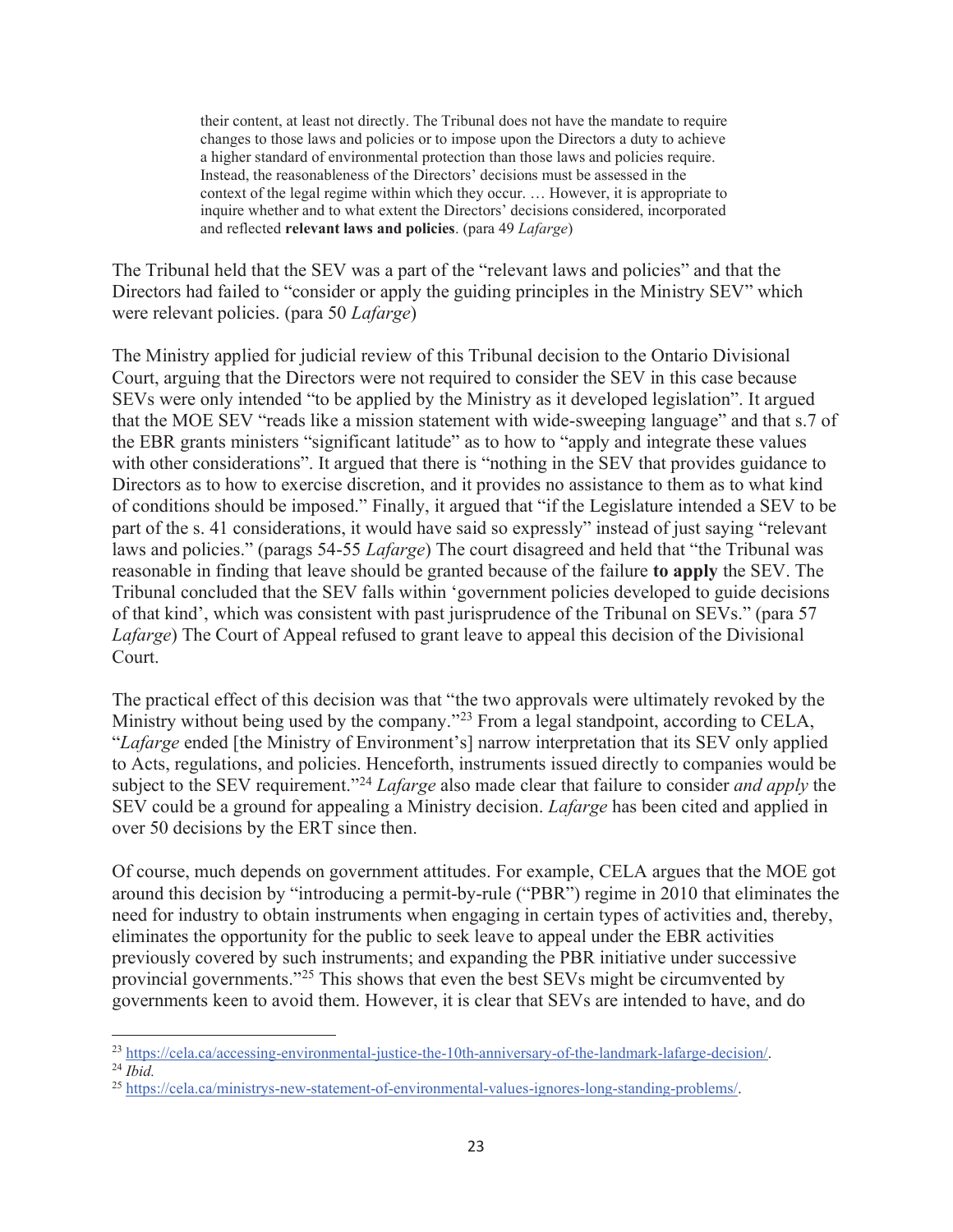> their content, at least not directly. The Tribunal does not have the mandate to require changes to those laws and policies or to impose upon the Directors a duty to achieve a higher standard of environmental protection than those laws and policies require. Instead, the reasonableness of the Directors' decisions must be assessed in the context of the legal regime within which they occur. … However, it is appropriate to inquire whether and to what extent the Directors' decisions considered, incorporated and reflected **relevant laws and policies**. (para 49 *Lafarge*)

The Tribunal held that the SEV was a part of the "relevant laws and policies" and that the Directors had failed to "consider or apply the guiding principles in the Ministry SEV" which were relevant policies. (para 50 *Lafarge*)

The Ministry applied for judicial review of this Tribunal decision to the Ontario Divisional Court, arguing that the Directors were not required to consider the SEV in this case because SEVs were only intended "to be applied by the Ministry as it developed legislation". It argued that the MOE SEV "reads like a mission statement with wide-sweeping language" and that s.7 of the EBR grants ministers "significant latitude" as to how to "apply and integrate these values with other considerations". It argued that there is "nothing in the SEV that provides guidance to Directors as to how to exercise discretion, and it provides no assistance to them as to what kind of conditions should be imposed." Finally, it argued that "if the Legislature intended a SEV to be part of the s. 41 considerations, it would have said so expressly" instead of just saying "relevant laws and policies." (parags 54-55 *Lafarge*) The court disagreed and held that "the Tribunal was reasonable in finding that leave should be granted because of the failure **to apply** the SEV. The Tribunal concluded that the SEV falls within 'government policies developed to guide decisions of that kind', which was consistent with past jurisprudence of the Tribunal on SEVs." (para 57 *Lafarge*) The Court of Appeal refused to grant leave to appeal this decision of the Divisional Court.

The practical effect of this decision was that "the two approvals were ultimately revoked by the Ministry without being used by the company."[23] From a legal standpoint, according to CELA, "*Lafarge* ended [the Ministry of Environment's] narrow interpretation that its SEV only applied to Acts, regulations, and policies. Henceforth, instruments issued directly to companies would be subject to the SEV requirement."[24] *Lafarge* also made clear that failure to consider *and apply* the SEV could be a ground for appealing a Ministry decision. *Lafarge* has been cited and applied in over 50 decisions by the ERT since then.

Of course, much depends on government attitudes. For example, CELA argues that the MOE got around this decision by "introducing a permit-by-rule ("PBR") regime in 2010 that eliminates the need for industry to obtain instruments when engaging in certain types of activities and, thereby, eliminates the opportunity for the public to seek leave to appeal under the EBR activities previously covered by such instruments; and expanding the PBR initiative under successive provincial governments."[25] This shows that even the best SEVs might be circumvented by governments keen to avoid them. However, it is clear that SEVs are intended to have, and do

---

[23] https://cela.ca/accessing-environmental-justice-the-10th-anniversary-of-the-landmark-lafarge-decision/.

[24] *Ibid.*

[25] https://cela.ca/ministrys-new-statement-of-environmental-values-ignores-long-standing-problems/.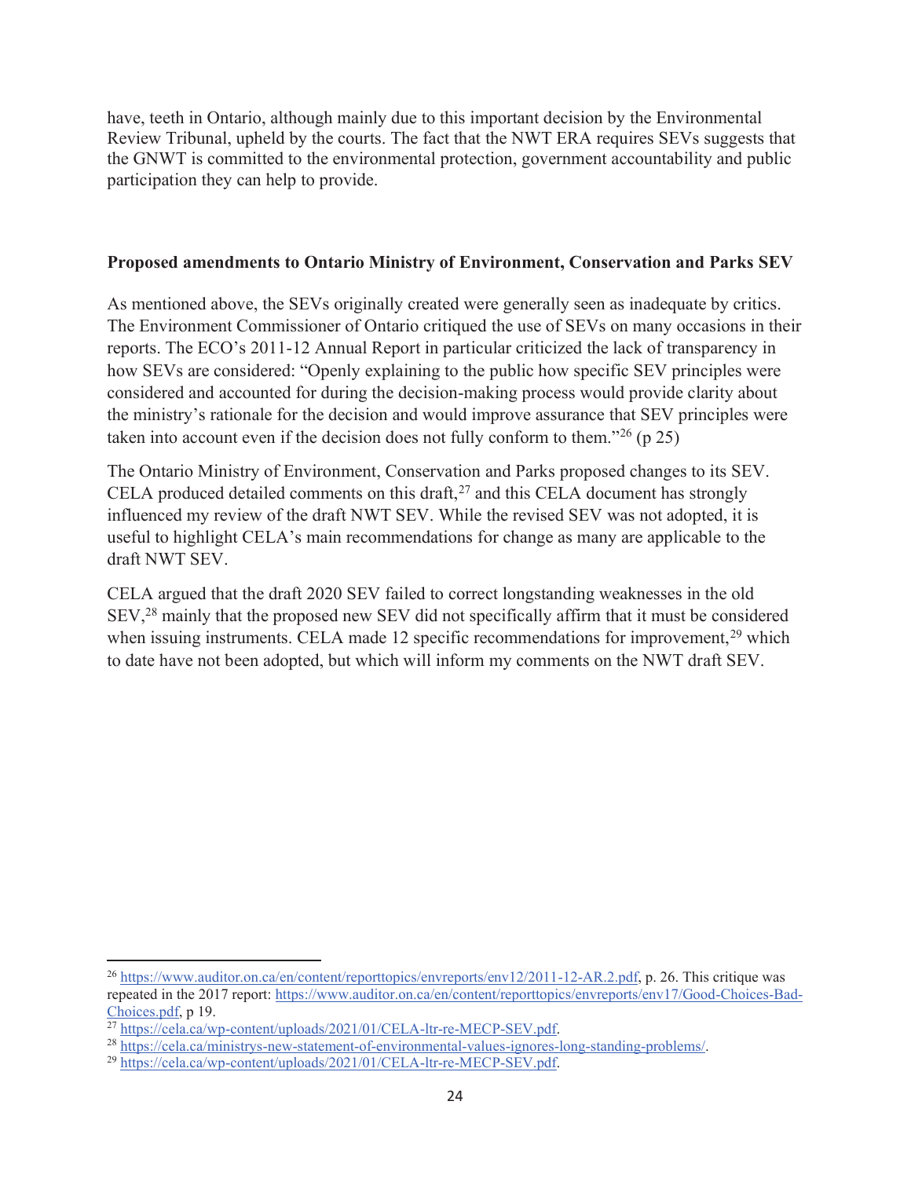have, teeth in Ontario, although mainly due to this important decision by the Environmental Review Tribunal, upheld by the courts. The fact that the NWT ERA requires SEVs suggests that the GNWT is committed to the environmental protection, government accountability and public participation they can help to provide.

**Proposed amendments to Ontario Ministry of Environment, Conservation and Parks SEV**

As mentioned above, the SEVs originally created were generally seen as inadequate by critics. The Environment Commissioner of Ontario critiqued the use of SEVs on many occasions in their reports. The ECO's 2011-12 Annual Report in particular criticized the lack of transparency in how SEVs are considered: "Openly explaining to the public how specific SEV principles were considered and accounted for during the decision-making process would provide clarity about the ministry's rationale for the decision and would improve assurance that SEV principles were taken into account even if the decision does not fully conform to them."[26] (p 25)

The Ontario Ministry of Environment, Conservation and Parks proposed changes to its SEV. CELA produced detailed comments on this draft,[27] and this CELA document has strongly influenced my review of the draft NWT SEV. While the revised SEV was not adopted, it is useful to highlight CELA's main recommendations for change as many are applicable to the draft NWT SEV.

CELA argued that the draft 2020 SEV failed to correct longstanding weaknesses in the old SEV,[28] mainly that the proposed new SEV did not specifically affirm that it must be considered when issuing instruments. CELA made 12 specific recommendations for improvement,[29] which to date have not been adopted, but which will inform my comments on the NWT draft SEV.

---

[26] https://www.auditor.on.ca/en/content/reporttopics/envreports/env12/2011-12-AR.2.pdf, p. 26. This critique was repeated in the 2017 report: https://www.auditor.on.ca/en/content/reporttopics/envreports/env17/Good-Choices-Bad-Choices.pdf, p 19.

[27] https://cela.ca/wp-content/uploads/2021/01/CELA-ltr-re-MECP-SEV.pdf.

[28] https://cela.ca/ministrys-new-statement-of-environmental-values-ignores-long-standing-problems/.

[29] https://cela.ca/wp-content/uploads/2021/01/CELA-ltr-re-MECP-SEV.pdf.